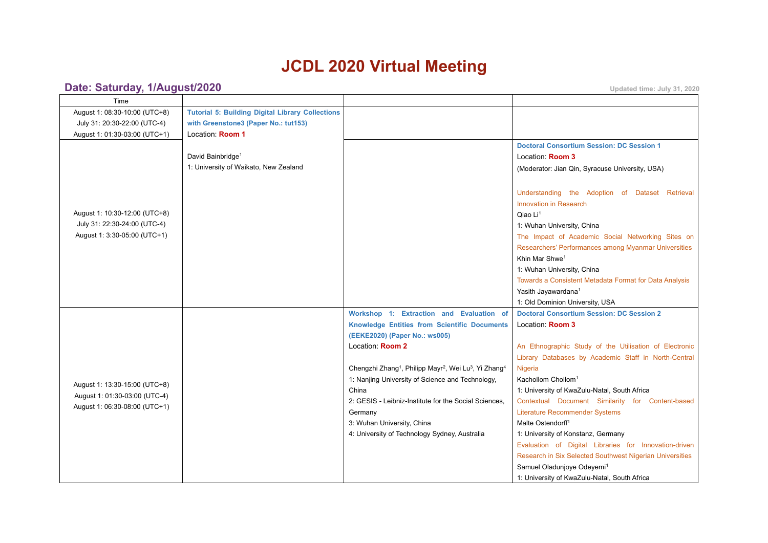# JCDL 2020 Virtual Meeting

## Date: Saturday, 1/August/2020

Updated time: July 31, 2020

| Time | | | |
|---|---|---|---|
| August 1: 08:30-10:00 (UTC+8)<br>July 31: 20:30-22:00 (UTC-4)<br>August 1: 01:30-03:00 (UTC+1) | **Tutorial 5: Building Digital Library Collections with Greenstone3 (Paper No.: tut153)**<br>Location: **Room 1**<br><br>David Bainbridge[1]<br>1: University of Waikato, New Zealand | | |
| August 1: 10:30-12:00 (UTC+8)<br>July 31: 22:30-24:00 (UTC-4)<br>August 1: 3:30-05:00 (UTC+1) | | | **Doctoral Consortium Session: DC Session 1**<br>Location: **Room 3**<br>(Moderator: Jian Qin, Syracuse University, USA)<br><br>Understanding the Adoption of Dataset Retrieval Innovation in Research<br>Qiao Li[1]<br>1: Wuhan University, China<br>The Impact of Academic Social Networking Sites on Researchers' Performances among Myanmar Universities<br>Khin Mar Shwe[1]<br>1: Wuhan University, China<br>Towards a Consistent Metadata Format for Data Analysis<br>Yasith Jayawardana[1]<br>1: Old Dominion University, USA |
| August 1: 13:30-15:00 (UTC+8)<br>August 1: 01:30-03:00 (UTC-4)<br>August 1: 06:30-08:00 (UTC+1) | | **Workshop 1: Extraction and Evaluation of Knowledge Entities from Scientific Documents (EEKE2020) (Paper No.: ws005)**<br>Location: **Room 2**<br><br>Chengzhi Zhang[1], Philipp Mayr[2], Wei Lu[3], Yi Zhang[4]<br>1: Nanjing University of Science and Technology, China<br>2: GESIS - Leibniz-Institute for the Social Sciences, Germany<br>3: Wuhan University, China<br>4: University of Technology Sydney, Australia | **Doctoral Consortium Session: DC Session 2**<br>Location: **Room 3**<br><br>An Ethnographic Study of the Utilisation of Electronic Library Databases by Academic Staff in North-Central Nigeria<br>Kachollom Chollom[1]<br>1: University of KwaZulu-Natal, South Africa<br>Contextual Document Similarity for Content-based Literature Recommender Systems<br>Malte Ostendorff[1]<br>1: University of Konstanz, Germany<br>Evaluation of Digital Libraries for Innovation-driven Research in Six Selected Southwest Nigerian Universities<br>Samuel Oladunjoye Odeyemi[1]<br>1: University of KwaZulu-Natal, South Africa |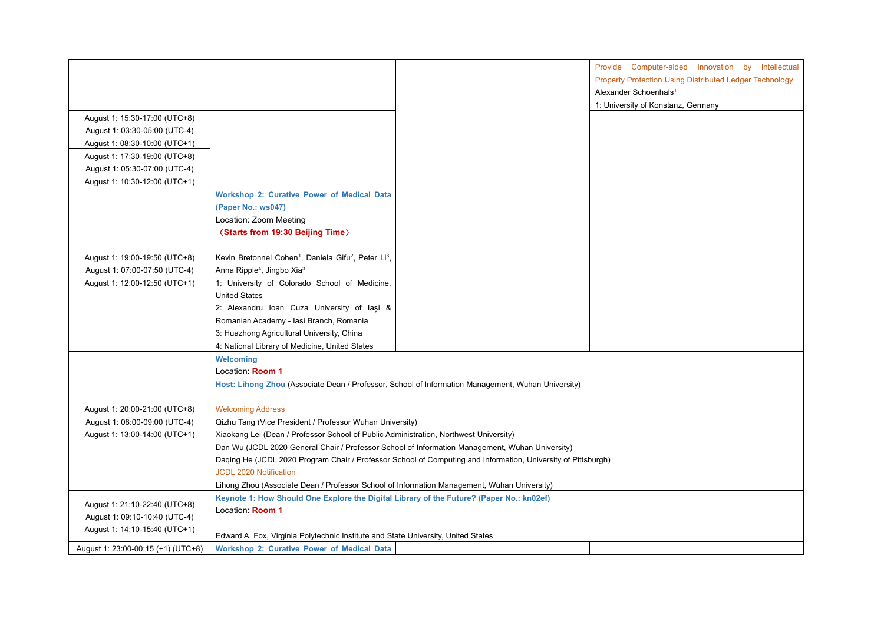| | | | |
|---|---|---|---|
| | | | Provide Computer-aided Innovation by Intellectual Property Protection Using Distributed Ledger Technology<br>Alexander Schoenhals[1]<br>1: University of Konstanz, Germany |
| August 1: 15:30-17:00 (UTC+8)<br>August 1: 03:30-05:00 (UTC-4)<br>August 1: 08:30-10:00 (UTC+1)<br>August 1: 17:30-19:00 (UTC+8)<br>August 1: 05:30-07:00 (UTC-4)<br>August 1: 10:30-12:00 (UTC+1) | | | |
| August 1: 19:00-19:50 (UTC+8)<br>August 1: 07:00-07:50 (UTC-4)<br>August 1: 12:00-12:50 (UTC+1) | **Workshop 2: Curative Power of Medical Data (Paper No.: ws047)**<br>Location: Zoom Meeting<br>**（Starts from 19:30 Beijing Time）**<br><br>Kevin Bretonnel Cohen[1], Daniela Gifu[2], Peter Li[3], Anna Ripple[4], Jingbo Xia[3]<br>1: University of Colorado School of Medicine, United States<br>2: Alexandru Ioan Cuza University of Iași & Romanian Academy - Iasi Branch, Romania<br>3: Huazhong Agricultural University, China<br>4: National Library of Medicine, United States | | |
| August 1: 20:00-21:00 (UTC+8)<br>August 1: 08:00-09:00 (UTC-4)<br>August 1: 13:00-14:00 (UTC+1) | **Welcoming**<br>Location: **Room 1**<br>**Host: Lihong Zhou** (Associate Dean / Professor, School of Information Management, Wuhan University)<br><br>Welcoming Address<br>Qizhu Tang (Vice President / Professor Wuhan University)<br>Xiaokang Lei (Dean / Professor School of Public Administration, Northwest University)<br>Dan Wu (JCDL 2020 General Chair / Professor School of Information Management, Wuhan University)<br>Daqing He (JCDL 2020 Program Chair / Professor School of Computing and Information, University of Pittsburgh)<br>JCDL 2020 Notification<br>Lihong Zhou (Associate Dean / Professor School of Information Management, Wuhan University) | | |
| August 1: 21:10-22:40 (UTC+8)<br>August 1: 09:10-10:40 (UTC-4)<br>August 1: 14:10-15:40 (UTC+1) | **Keynote 1: How Should One Explore the Digital Library of the Future? (Paper No.: kn02ef)**<br>Location: **Room 1**<br><br>Edward A. Fox, Virginia Polytechnic Institute and State University, United States | | |
| August 1: 23:00-00:15 (+1) (UTC+8) | **Workshop 2: Curative Power of Medical Data** | | |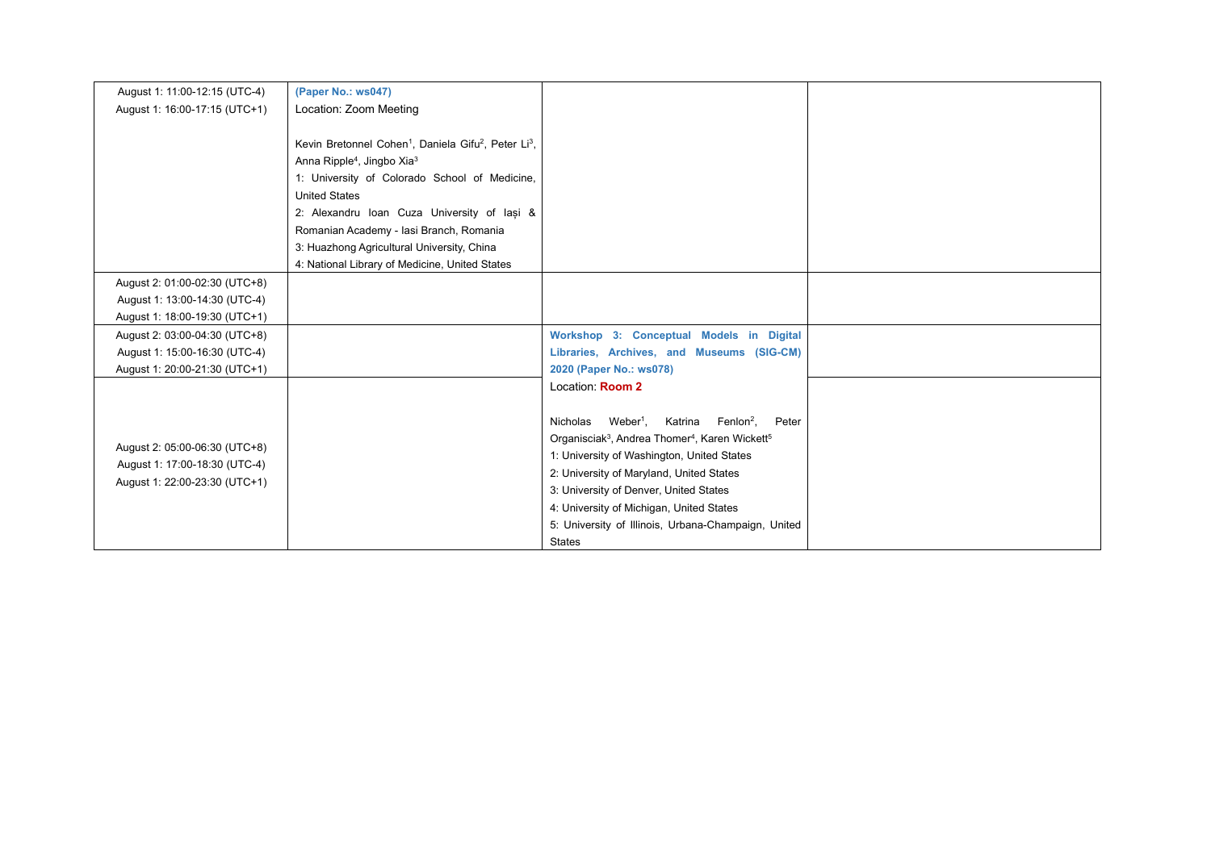| | | | |
|---|---|---|---|
| August 1: 11:00-12:15 (UTC-4)<br>August 1: 16:00-17:15 (UTC+1) | **(Paper No.: ws047)**<br>Location: Zoom Meeting<br><br>Kevin Bretonnel Cohen[1], Daniela Gifu[2], Peter Li[3], Anna Ripple[4], Jingbo Xia[3]<br>1: University of Colorado School of Medicine, United States<br>2: Alexandru Ioan Cuza University of Iași & Romanian Academy - Iasi Branch, Romania<br>3: Huazhong Agricultural University, China<br>4: National Library of Medicine, United States | | |
| August 2: 01:00-02:30 (UTC+8)<br>August 1: 13:00-14:30 (UTC-4)<br>August 1: 18:00-19:30 (UTC+1) | | | |
| August 2: 03:00-04:30 (UTC+8)<br>August 1: 15:00-16:30 (UTC-4)<br>August 1: 20:00-21:30 (UTC+1) | | **Workshop 3: Conceptual Models in Digital Libraries, Archives, and Museums (SIG-CM) 2020 (Paper No.: ws078)**<br>Location: **Room 2**<br><br>Nicholas Weber[1], Katrina Fenlon[2], Peter Organisciak[3], Andrea Thomer[4], Karen Wickett[5]<br>1: University of Washington, United States<br>2: University of Maryland, United States<br>3: University of Denver, United States<br>4: University of Michigan, United States<br>5: University of Illinois, Urbana-Champaign, United States | |
| August 2: 05:00-06:30 (UTC+8)<br>August 1: 17:00-18:30 (UTC-4)<br>August 1: 22:00-23:30 (UTC+1) | | | |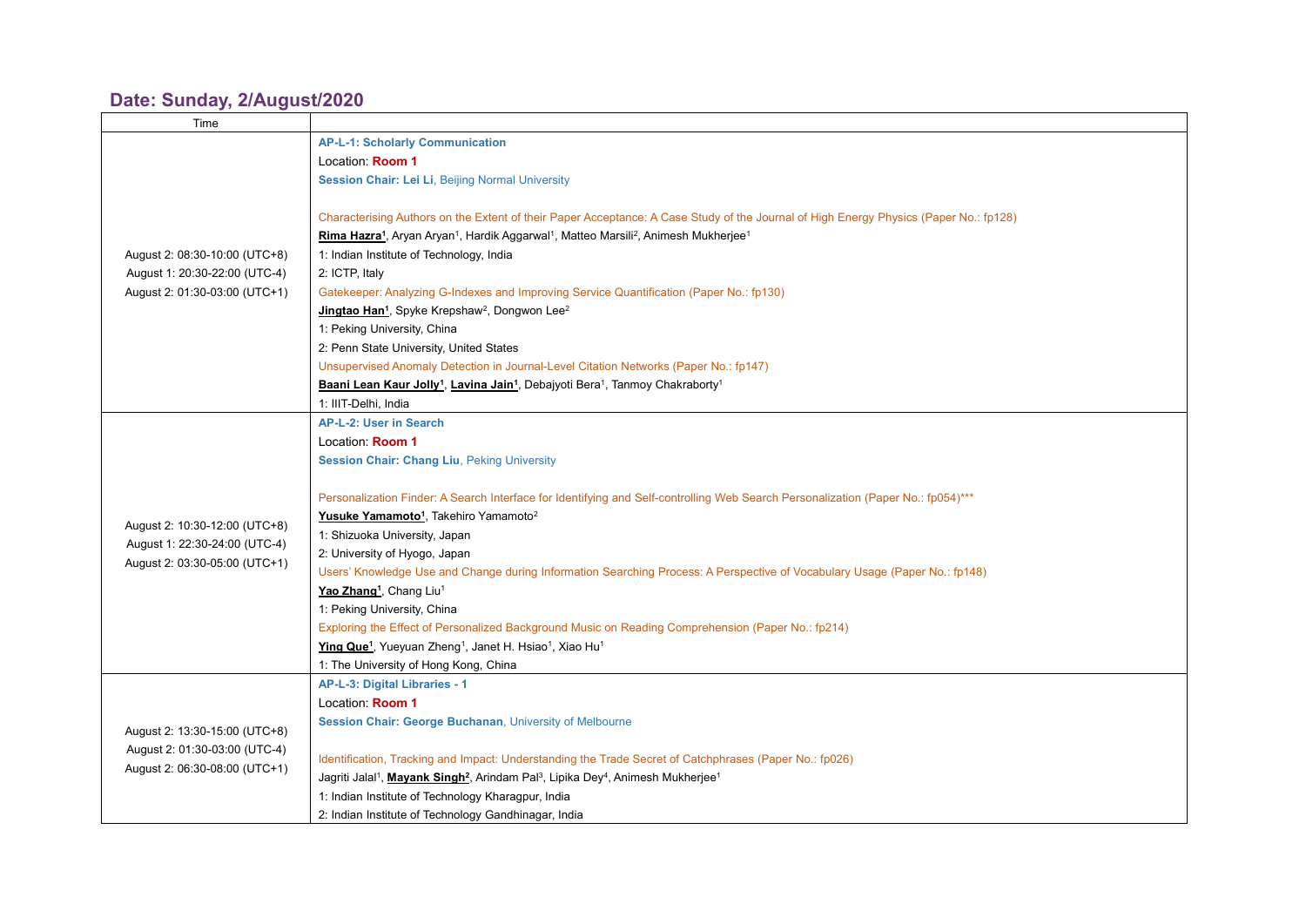## Date: Sunday, 2/August/2020

| Time | |
|---|---|
| August 2: 08:30-10:00 (UTC+8)<br>August 1: 20:30-22:00 (UTC-4)<br>August 2: 01:30-03:00 (UTC+1) | **AP-L-1: Scholarly Communication**<br>Location: **Room 1**<br>**Session Chair: Lei Li**, Beijing Normal University<br><br>Characterising Authors on the Extent of their Paper Acceptance: A Case Study of the Journal of High Energy Physics (Paper No.: fp128)<br>**Rima Hazra[1]**, Aryan Aryan[1], Hardik Aggarwal[1], Matteo Marsili[2], Animesh Mukherjee[1]<br>1: Indian Institute of Technology, India<br>2: ICTP, Italy<br>Gatekeeper: Analyzing G-Indexes and Improving Service Quantification (Paper No.: fp130)<br>**Jingtao Han[1]**, Spyke Krepshaw[2], Dongwon Lee[2]<br>1: Peking University, China<br>2: Penn State University, United States<br>Unsupervised Anomaly Detection in Journal-Level Citation Networks (Paper No.: fp147)<br>**Baani Lean Kaur Jolly[1]**, **Lavina Jain[1]**, Debajyoti Bera[1], Tanmoy Chakraborty[1]<br>1: IIIT-Delhi, India |
| August 2: 10:30-12:00 (UTC+8)<br>August 1: 22:30-24:00 (UTC-4)<br>August 2: 03:30-05:00 (UTC+1) | **AP-L-2: User in Search**<br>Location: **Room 1**<br>**Session Chair: Chang Liu**, Peking University<br><br>Personalization Finder: A Search Interface for Identifying and Self-controlling Web Search Personalization (Paper No.: fp054)***<br>**Yusuke Yamamoto[1]**, Takehiro Yamamoto[2]<br>1: Shizuoka University, Japan<br>2: University of Hyogo, Japan<br>Users' Knowledge Use and Change during Information Searching Process: A Perspective of Vocabulary Usage (Paper No.: fp148)<br>**Yao Zhang[1]**, Chang Liu[1]<br>1: Peking University, China<br>Exploring the Effect of Personalized Background Music on Reading Comprehension (Paper No.: fp214)<br>**Ying Que[1]**, Yueyuan Zheng[1], Janet H. Hsiao[1], Xiao Hu[1]<br>1: The University of Hong Kong, China |
| August 2: 13:30-15:00 (UTC+8)<br>August 2: 01:30-03:00 (UTC-4)<br>August 2: 06:30-08:00 (UTC+1) | **AP-L-3: Digital Libraries - 1**<br>Location: **Room 1**<br>**Session Chair: George Buchanan**, University of Melbourne<br><br>Identification, Tracking and Impact: Understanding the Trade Secret of Catchphrases (Paper No.: fp026)<br>Jagriti Jalal[1], **Mayank Singh[2]**, Arindam Pal[3], Lipika Dey[4], Animesh Mukherjee[1]<br>1: Indian Institute of Technology Kharagpur, India<br>2: Indian Institute of Technology Gandhinagar, India |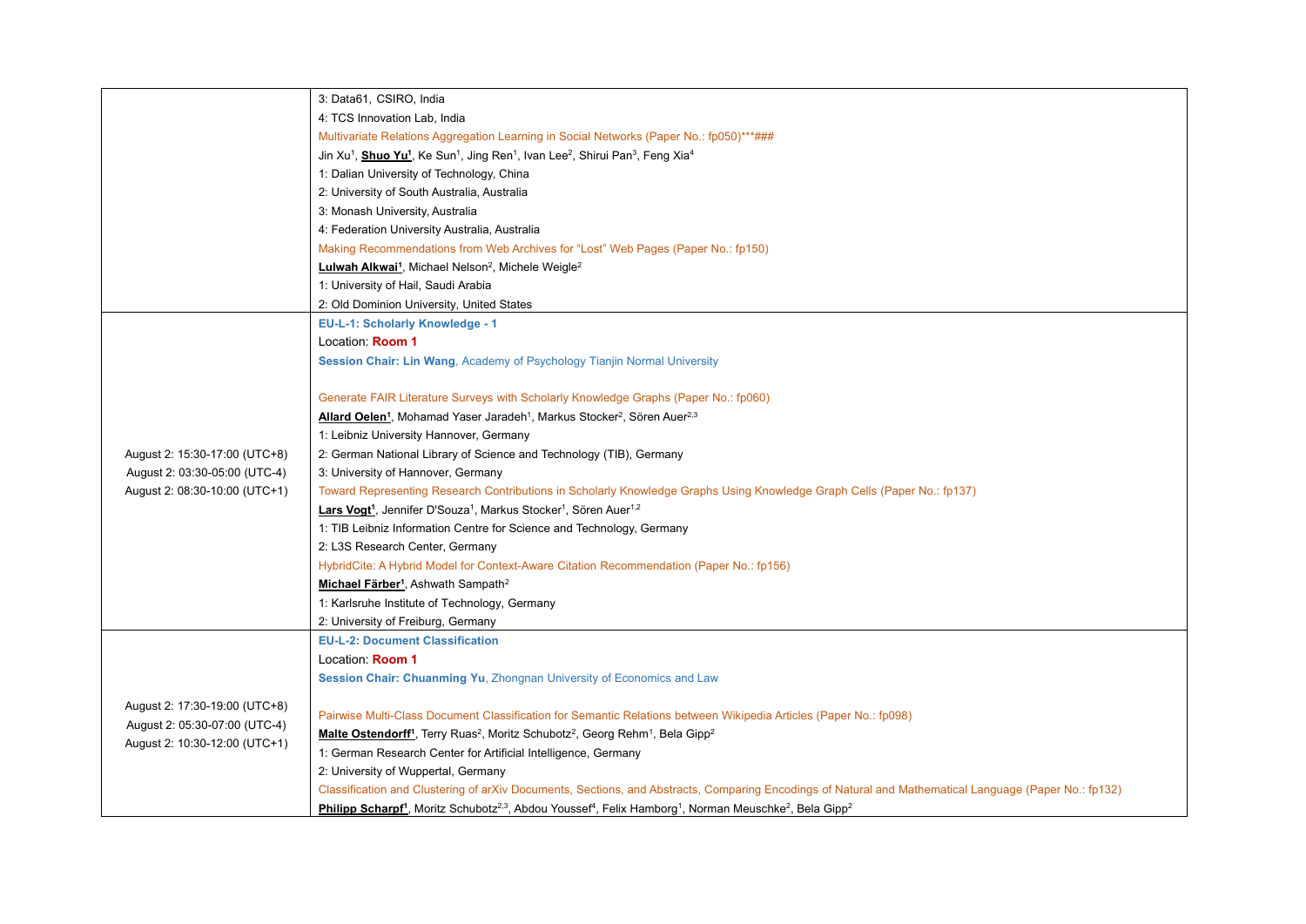| | |
|---|---|
| | 3: Data61, CSIRO, India<br>4: TCS Innovation Lab, India<br>Multivariate Relations Aggregation Learning in Social Networks (Paper No.: fp050)***###<br>Jin Xu[1], **Shuo Yu[1]**, Ke Sun[1], Jing Ren[1], Ivan Lee[2], Shirui Pan[3], Feng Xia[4]<br>1: Dalian University of Technology, China<br>2: University of South Australia, Australia<br>3: Monash University, Australia<br>4: Federation University Australia, Australia<br>Making Recommendations from Web Archives for “Lost” Web Pages (Paper No.: fp150)<br>**Lulwah Alkwai[1]**, Michael Nelson[2], Michele Weigle[2]<br>1: University of Hail, Saudi Arabia<br>2: Old Dominion University, United States |
| August 2: 15:30-17:00 (UTC+8)<br>August 2: 03:30-05:00 (UTC-4)<br>August 2: 08:30-10:00 (UTC+1) | **EU-L-1: Scholarly Knowledge - 1**<br>Location: **Room 1**<br>**Session Chair: Lin Wang**, Academy of Psychology Tianjin Normal University<br><br>Generate FAIR Literature Surveys with Scholarly Knowledge Graphs (Paper No.: fp060)<br>**Allard Oelen[1]**, Mohamad Yaser Jaradeh[1], Markus Stocker[2], Sören Auer[2,3]<br>1: Leibniz University Hannover, Germany<br>2: German National Library of Science and Technology (TIB), Germany<br>3: University of Hannover, Germany<br>Toward Representing Research Contributions in Scholarly Knowledge Graphs Using Knowledge Graph Cells (Paper No.: fp137)<br>**Lars Vogt[1]**, Jennifer D'Souza[1], Markus Stocker[1], Sören Auer[1,2]<br>1: TIB Leibniz Information Centre for Science and Technology, Germany<br>2: L3S Research Center, Germany<br>HybridCite: A Hybrid Model for Context-Aware Citation Recommendation (Paper No.: fp156)<br>**Michael Färber[1]**, Ashwath Sampath[2]<br>1: Karlsruhe Institute of Technology, Germany<br>2: University of Freiburg, Germany |
| August 2: 17:30-19:00 (UTC+8)<br>August 2: 05:30-07:00 (UTC-4)<br>August 2: 10:30-12:00 (UTC+1) | **EU-L-2: Document Classification**<br>Location: **Room 1**<br>**Session Chair: Chuanming Yu**, Zhongnan University of Economics and Law<br><br>Pairwise Multi-Class Document Classification for Semantic Relations between Wikipedia Articles (Paper No.: fp098)<br>**Malte Ostendorff[1]**, Terry Ruas[2], Moritz Schubotz[2], Georg Rehm[1], Bela Gipp[2]<br>1: German Research Center for Artificial Intelligence, Germany<br>2: University of Wuppertal, Germany<br>Classification and Clustering of arXiv Documents, Sections, and Abstracts, Comparing Encodings of Natural and Mathematical Language (Paper No.: fp132)<br>**Philipp Scharpf[1]**, Moritz Schubotz[2,3], Abdou Youssef[4], Felix Hamborg[1], Norman Meuschke[2], Bela Gipp[2] |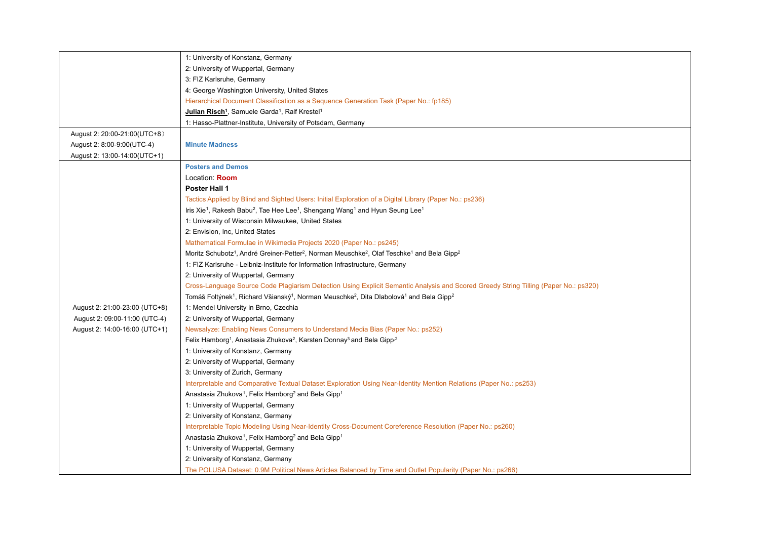| | |
|---|---|
| | 1: University of Konstanz, Germany<br>2: University of Wuppertal, Germany<br>3: FIZ Karlsruhe, Germany<br>4: George Washington University, United States<br>Hierarchical Document Classification as a Sequence Generation Task (Paper No.: fp185)<br>**Julian Risch[1]**, Samuele Garda[1], Ralf Krestel[1]<br>1: Hasso-Plattner-Institute, University of Potsdam, Germany |
| August 2: 20:00-21:00(UTC+8）<br>August 2: 8:00-9:00(UTC-4)<br>August 2: 13:00-14:00(UTC+1) | **Minute Madness** |
| August 2: 21:00-23:00 (UTC+8)<br>August 2: 09:00-11:00 (UTC-4)<br>August 2: 14:00-16:00 (UTC+1) | **Posters and Demos**<br>Location: **Room**<br>**Poster Hall 1**<br>Tactics Applied by Blind and Sighted Users: Initial Exploration of a Digital Library (Paper No.: ps236)<br>Iris Xie[1], Rakesh Babu[2], Tae Hee Lee[1], Shengang Wang[1] and Hyun Seung Lee[1]<br>1: University of Wisconsin Milwaukee, United States<br>2: Envision, Inc, United States<br>Mathematical Formulae in Wikimedia Projects 2020 (Paper No.: ps245)<br>Moritz Schubotz[1], André Greiner-Petter[2], Norman Meuschke[2], Olaf Teschke[1] and Bela Gipp[2]<br>1: FIZ Karlsruhe - Leibniz-Institute for Information Infrastructure, Germany<br>2: University of Wuppertal, Germany<br>Cross-Language Source Code Plagiarism Detection Using Explicit Semantic Analysis and Scored Greedy String Tilling (Paper No.: ps320)<br>Tomáš Foltýnek[1], Richard Všianský[1], Norman Meuschke[2], Dita Dlabolová[1] and Bela Gipp[2]<br>1: Mendel University in Brno, Czechia<br>2: University of Wuppertal, Germany<br>Newsalyze: Enabling News Consumers to Understand Media Bias (Paper No.: ps252)<br>Felix Hamborg[1], Anastasia Zhukova[2], Karsten Donnay[3] and Bela Gipp[2]<br>1: University of Konstanz, Germany<br>2: University of Wuppertal, Germany<br>3: University of Zurich, Germany<br>Interpretable and Comparative Textual Dataset Exploration Using Near-Identity Mention Relations (Paper No.: ps253)<br>Anastasia Zhukova[1], Felix Hamborg[2] and Bela Gipp[1]<br>1: University of Wuppertal, Germany<br>2: University of Konstanz, Germany<br>Interpretable Topic Modeling Using Near-Identity Cross-Document Coreference Resolution (Paper No.: ps260)<br>Anastasia Zhukova[1], Felix Hamborg[2] and Bela Gipp[1]<br>1: University of Wuppertal, Germany<br>2: University of Konstanz, Germany<br>The POLUSA Dataset: 0.9M Political News Articles Balanced by Time and Outlet Popularity (Paper No.: ps266) |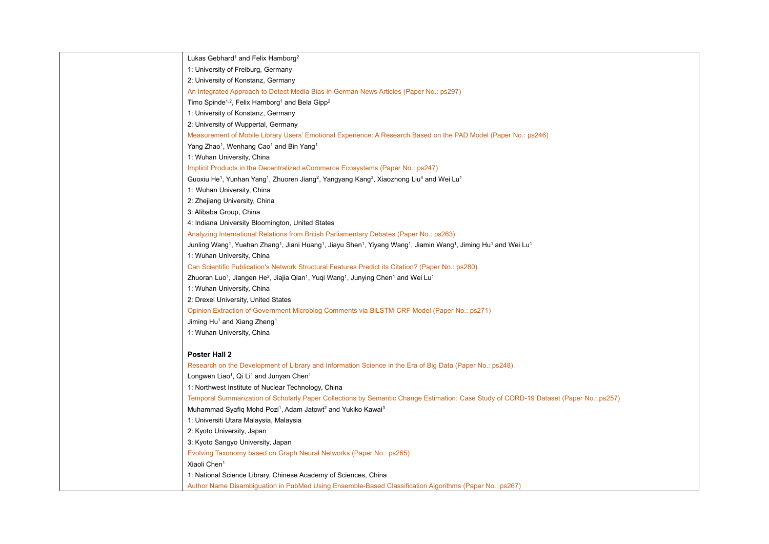Lukas Gebhard[1] and Felix Hamborg[2]

1: University of Freiburg, Germany

2: University of Konstanz, Germany

An Integrated Approach to Detect Media Bias in German News Articles (Paper No.: ps297)

Timo Spinde[1,2], Felix Hamborg[1] and Bela Gipp[2]

1: University of Konstanz, Germany

2: University of Wuppertal, Germany

Measurement of Mobile Library Users' Emotional Experience: A Research Based on the PAD Model (Paper No.: ps246)

Yang Zhao[1], Wenhang Cao[1] and Bin Yang[1]

1: Wuhan University, China

Implicit Products in the Decentralized eCommerce Ecosystems (Paper No.: ps247)

Guoxiu He[1], Yunhan Yang[1], Zhuoren Jiang[2], Yangyang Kang[3], Xiaozhong Liu[4] and Wei Lu[1]

1: Wuhan University, China

2: Zhejiang University, China

3: Alibaba Group, China

4: Indiana University Bloomington, United States

Analyzing International Relations from British Parliamentary Debates (Paper No.: ps263)

Junling Wang[1], Yuehan Zhang[1], Jiani Huang[1], Jiayu Shen[1], Yiyang Wang[1], Jiamin Wang[1], Jiming Hu[1] and Wei Lu[1]

1: Wuhan University, China

Can Scientific Publication's Network Structural Features Predict its Citation? (Paper No.: ps280)

Zhuoran Luo[1], Jiangen He[2], Jiajia Qian[1], Yuqi Wang[1], Junying Chen[1] and Wei Lu[1]

1: Wuhan University, China

2: Drexel University, United States

Opinion Extraction of Government Microblog Comments via BiLSTM-CRF Model (Paper No.: ps271)

Jiming Hu[1] and Xiang Zheng[1]

1: Wuhan University, China

**Poster Hall 2**

Research on the Development of Library and Information Science in the Era of Big Data (Paper No.: ps248)

Longwen Liao[1], Qi Li[1] and Junyan Chen[1]

1: Northwest Institute of Nuclear Technology, China

Temporal Summarization of Scholarly Paper Collections by Semantic Change Estimation: Case Study of CORD-19 Dataset (Paper No.: ps257)

Muhammad Syafiq Mohd Pozi[1], Adam Jatowt[2] and Yukiko Kawai[3]

1: Universiti Utara Malaysia, Malaysia

2: Kyoto University, Japan

3: Kyoto Sangyo University, Japan

Evolving Taxonomy based on Graph Neural Networks (Paper No.: ps265)

Xiaoli Chen[1]

1: National Science Library, Chinese Academy of Sciences, China

Author Name Disambiguation in PubMed Using Ensemble-Based Classification Algorithms (Paper No.: ps267)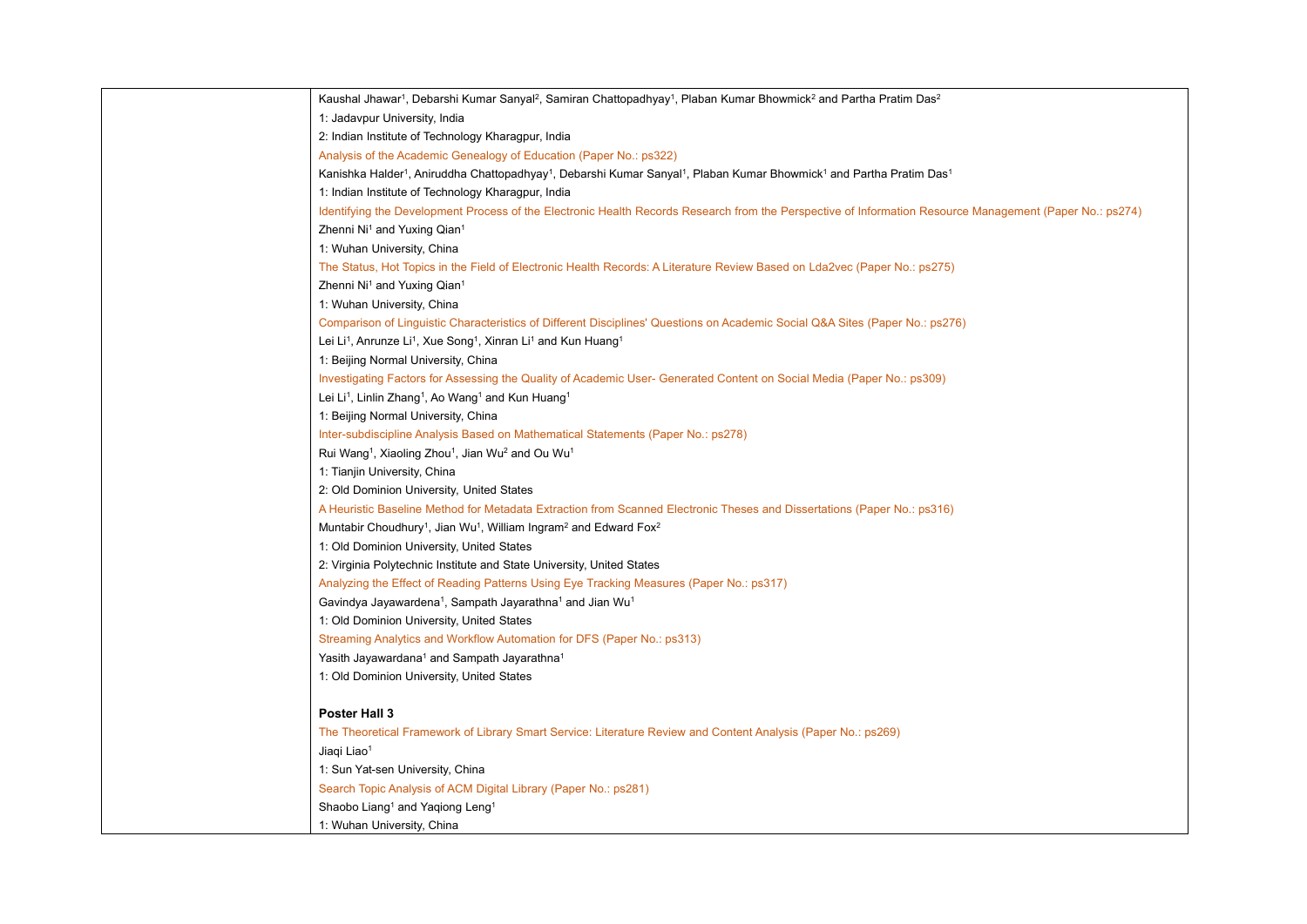Kaushal Jhawar[1], Debarshi Kumar Sanyal[2], Samiran Chattopadhyay[1], Plaban Kumar Bhowmick[2] and Partha Pratim Das[2]

1: Jadavpur University, India

2: Indian Institute of Technology Kharagpur, India

Analysis of the Academic Genealogy of Education (Paper No.: ps322)

Kanishka Halder[1], Aniruddha Chattopadhyay[1], Debarshi Kumar Sanyal[1], Plaban Kumar Bhowmick[1] and Partha Pratim Das[1]

1: Indian Institute of Technology Kharagpur, India

Identifying the Development Process of the Electronic Health Records Research from the Perspective of Information Resource Management (Paper No.: ps274)

Zhenni Ni[1] and Yuxing Qian[1]

1: Wuhan University, China

The Status, Hot Topics in the Field of Electronic Health Records: A Literature Review Based on Lda2vec (Paper No.: ps275)

Zhenni Ni[1] and Yuxing Qian[1]

1: Wuhan University, China

Comparison of Linguistic Characteristics of Different Disciplines' Questions on Academic Social Q&A Sites (Paper No.: ps276)

Lei Li[1], Anrunze Li[1], Xue Song[1], Xinran Li[1] and Kun Huang[1]

1: Beijing Normal University, China

Investigating Factors for Assessing the Quality of Academic User- Generated Content on Social Media (Paper No.: ps309)

Lei Li[1], Linlin Zhang[1], Ao Wang[1] and Kun Huang[1]

1: Beijing Normal University, China

Inter-subdiscipline Analysis Based on Mathematical Statements (Paper No.: ps278)

Rui Wang[1], Xiaoling Zhou[1], Jian Wu[2] and Ou Wu[1]

1: Tianjin University, China

2: Old Dominion University, United States

A Heuristic Baseline Method for Metadata Extraction from Scanned Electronic Theses and Dissertations (Paper No.: ps316)

Muntabir Choudhury[1], Jian Wu[1], William Ingram[2] and Edward Fox[2]

1: Old Dominion University, United States

2: Virginia Polytechnic Institute and State University, United States

Analyzing the Effect of Reading Patterns Using Eye Tracking Measures (Paper No.: ps317)

Gavindya Jayawardena[1], Sampath Jayarathna[1] and Jian Wu[1]

1: Old Dominion University, United States

Streaming Analytics and Workflow Automation for DFS (Paper No.: ps313)

Yasith Jayawardana[1] and Sampath Jayarathna[1]

1: Old Dominion University, United States

**Poster Hall 3**

The Theoretical Framework of Library Smart Service: Literature Review and Content Analysis (Paper No.: ps269)

Jiaqi Liao[1]

1: Sun Yat-sen University, China

Search Topic Analysis of ACM Digital Library (Paper No.: ps281)

Shaobo Liang[1] and Yaqiong Leng[1]

1: Wuhan University, China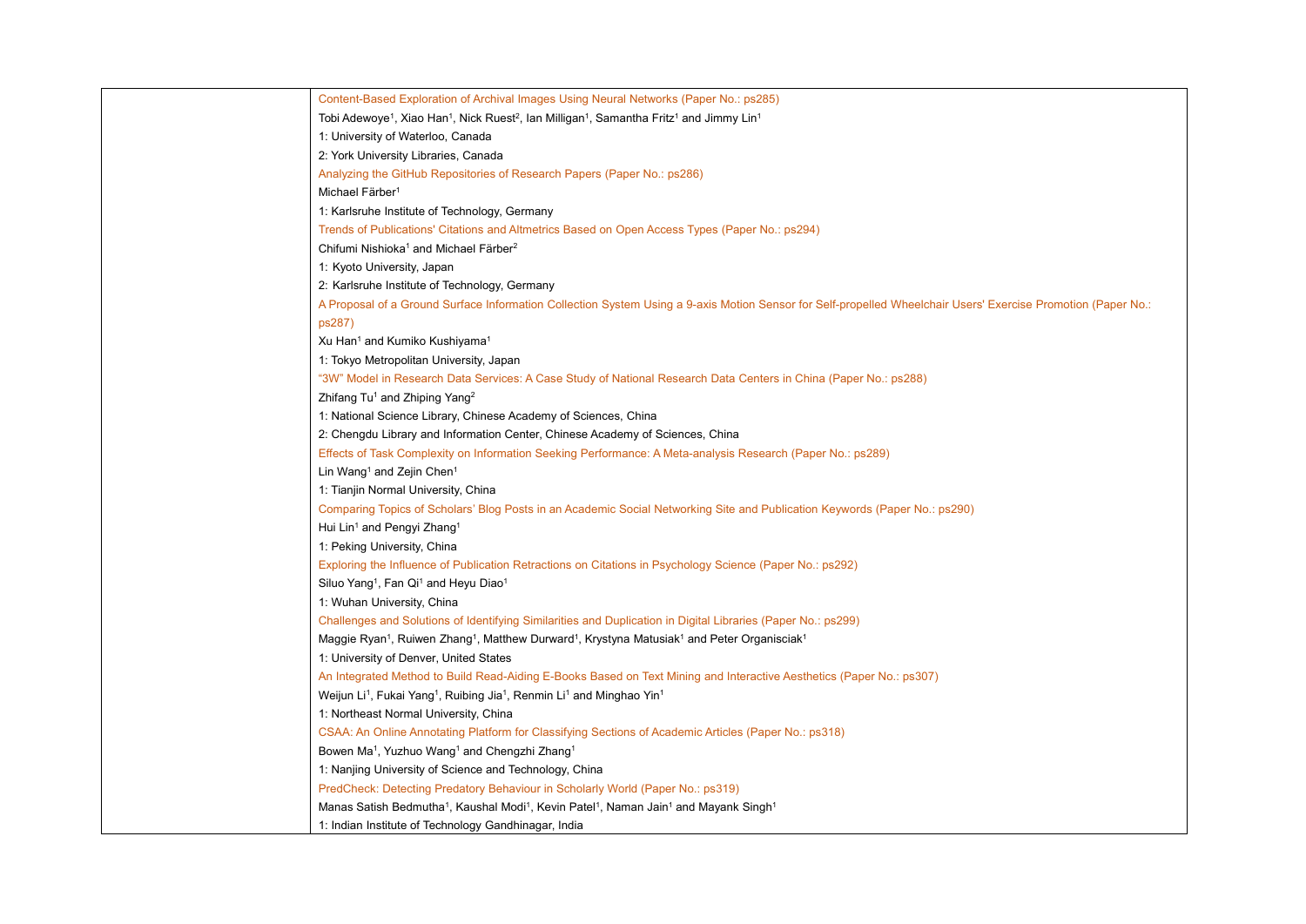| | |
|---|---|
| | Content-Based Exploration of Archival Images Using Neural Networks (Paper No.: ps285)<br>Tobi Adewoye[1], Xiao Han[1], Nick Ruest[2], Ian Milligan[1], Samantha Fritz[1] and Jimmy Lin[1]<br>1: University of Waterloo, Canada<br>2: York University Libraries, Canada<br>Analyzing the GitHub Repositories of Research Papers (Paper No.: ps286)<br>Michael Färber[1]<br>1: Karlsruhe Institute of Technology, Germany<br>Trends of Publications' Citations and Altmetrics Based on Open Access Types (Paper No.: ps294)<br>Chifumi Nishioka[1] and Michael Färber[2]<br>1: Kyoto University, Japan<br>2: Karlsruhe Institute of Technology, Germany<br>A Proposal of a Ground Surface Information Collection System Using a 9-axis Motion Sensor for Self-propelled Wheelchair Users' Exercise Promotion (Paper No.: ps287)<br>Xu Han[1] and Kumiko Kushiyama[1]<br>1: Tokyo Metropolitan University, Japan<br>“3W” Model in Research Data Services: A Case Study of National Research Data Centers in China (Paper No.: ps288)<br>Zhifang Tu[1] and Zhiping Yang[2]<br>1: National Science Library, Chinese Academy of Sciences, China<br>2: Chengdu Library and Information Center, Chinese Academy of Sciences, China<br>Effects of Task Complexity on Information Seeking Performance: A Meta-analysis Research (Paper No.: ps289)<br>Lin Wang[1] and Zejin Chen[1]<br>1: Tianjin Normal University, China<br>Comparing Topics of Scholars' Blog Posts in an Academic Social Networking Site and Publication Keywords (Paper No.: ps290)<br>Hui Lin[1] and Pengyi Zhang[1]<br>1: Peking University, China<br>Exploring the Influence of Publication Retractions on Citations in Psychology Science (Paper No.: ps292)<br>Siluo Yang[1], Fan Qi[1] and Heyu Diao[1]<br>1: Wuhan University, China<br>Challenges and Solutions of Identifying Similarities and Duplication in Digital Libraries (Paper No.: ps299)<br>Maggie Ryan[1], Ruiwen Zhang[1], Matthew Durward[1], Krystyna Matusiak[1] and Peter Organisciak[1]<br>1: University of Denver, United States<br>An Integrated Method to Build Read-Aiding E-Books Based on Text Mining and Interactive Aesthetics (Paper No.: ps307)<br>Weijun Li[1], Fukai Yang[1], Ruibing Jia[1], Renmin Li[1] and Minghao Yin[1]<br>1: Northeast Normal University, China<br>CSAA: An Online Annotating Platform for Classifying Sections of Academic Articles (Paper No.: ps318)<br>Bowen Ma[1], Yuzhuo Wang[1] and Chengzhi Zhang[1]<br>1: Nanjing University of Science and Technology, China<br>PredCheck: Detecting Predatory Behaviour in Scholarly World (Paper No.: ps319)<br>Manas Satish Bedmutha[1], Kaushal Modi[1], Kevin Patel[1], Naman Jain[1] and Mayank Singh[1]<br>1: Indian Institute of Technology Gandhinagar, India |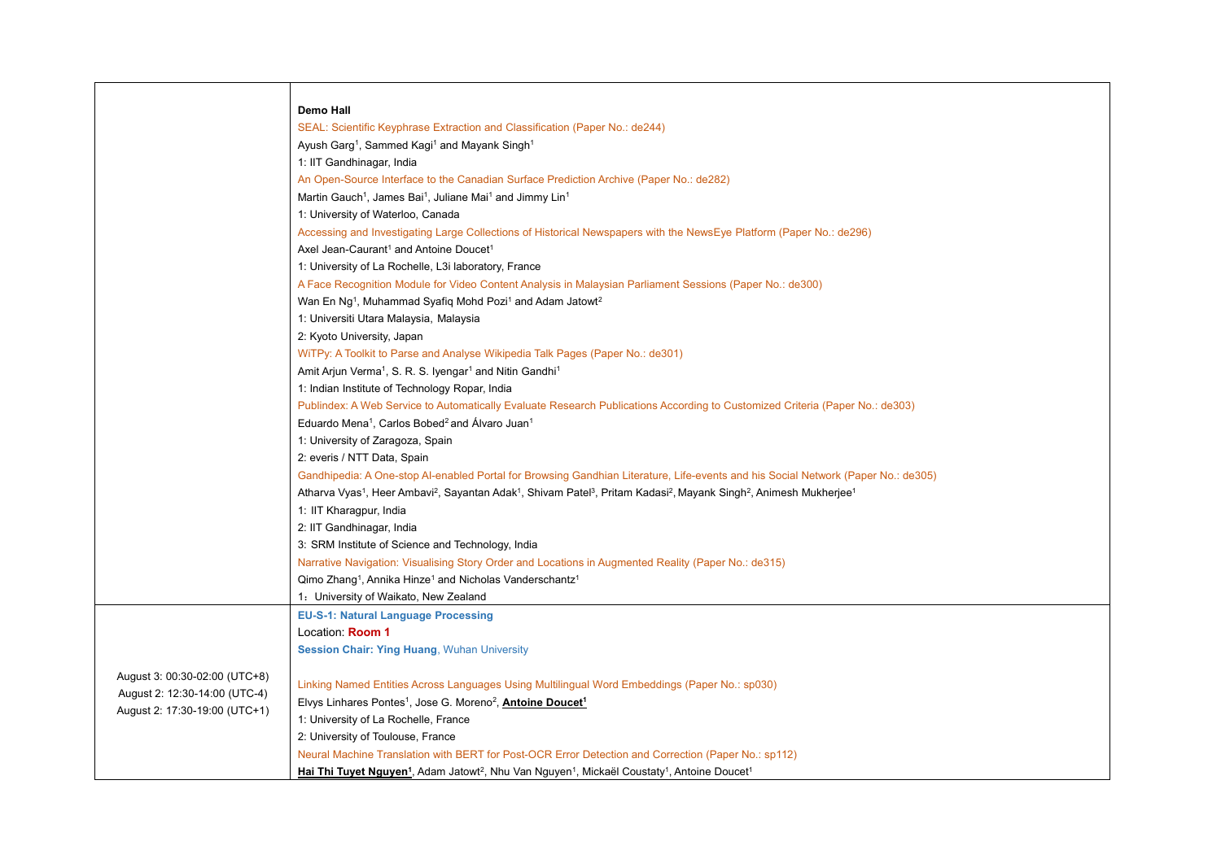| | |
|---|---|
| | **Demo Hall**<br>SEAL: Scientific Keyphrase Extraction and Classification (Paper No.: de244)<br>Ayush Garg[1], Sammed Kagi[1] and Mayank Singh[1]<br>1: IIT Gandhinagar, India<br>An Open-Source Interface to the Canadian Surface Prediction Archive (Paper No.: de282)<br>Martin Gauch[1], James Bai[1], Juliane Mai[1] and Jimmy Lin[1]<br>1: University of Waterloo, Canada<br>Accessing and Investigating Large Collections of Historical Newspapers with the NewsEye Platform (Paper No.: de296)<br>Axel Jean-Caurant[1] and Antoine Doucet[1]<br>1: University of La Rochelle, L3i laboratory, France<br>A Face Recognition Module for Video Content Analysis in Malaysian Parliament Sessions (Paper No.: de300)<br>Wan En Ng[1], Muhammad Syafiq Mohd Pozi[1] and Adam Jatowt[2]<br>1: Universiti Utara Malaysia, Malaysia<br>2: Kyoto University, Japan<br>WiTPy: A Toolkit to Parse and Analyse Wikipedia Talk Pages (Paper No.: de301)<br>Amit Arjun Verma[1], S. R. S. Iyengar[1] and Nitin Gandhi[1]<br>1: Indian Institute of Technology Ropar, India<br>Publindex: A Web Service to Automatically Evaluate Research Publications According to Customized Criteria (Paper No.: de303)<br>Eduardo Mena[1], Carlos Bobed[2] and Álvaro Juan[1]<br>1: University of Zaragoza, Spain<br>2: everis / NTT Data, Spain<br>Gandhipedia: A One-stop AI-enabled Portal for Browsing Gandhian Literature, Life-events and his Social Network (Paper No.: de305)<br>Atharva Vyas[1], Heer Ambavi[2], Sayantan Adak[1], Shivam Patel[3], Pritam Kadasi[2], Mayank Singh[2], Animesh Mukherjee[1]<br>1: IIT Kharagpur, India<br>2: IIT Gandhinagar, India<br>3: SRM Institute of Science and Technology, India<br>Narrative Navigation: Visualising Story Order and Locations in Augmented Reality (Paper No.: de315)<br>Qimo Zhang[1], Annika Hinze[1] and Nicholas Vanderschantz[1]<br>1：University of Waikato, New Zealand |
| August 3: 00:30-02:00 (UTC+8)<br>August 2: 12:30-14:00 (UTC-4)<br>August 2: 17:30-19:00 (UTC+1) | **EU-S-1: Natural Language Processing**<br>Location: **Room 1**<br>**Session Chair: Ying Huang**, Wuhan University<br><br>Linking Named Entities Across Languages Using Multilingual Word Embeddings (Paper No.: sp030)<br>Elvys Linhares Pontes[1], Jose G. Moreno[2], **Antoine Doucet[1]**<br>1: University of La Rochelle, France<br>2: University of Toulouse, France<br>Neural Machine Translation with BERT for Post-OCR Error Detection and Correction (Paper No.: sp112)<br>**Hai Thi Tuyet Nguyen[1]**, Adam Jatowt[2], Nhu Van Nguyen[1], Mickaël Coustaty[1], Antoine Doucet[1] |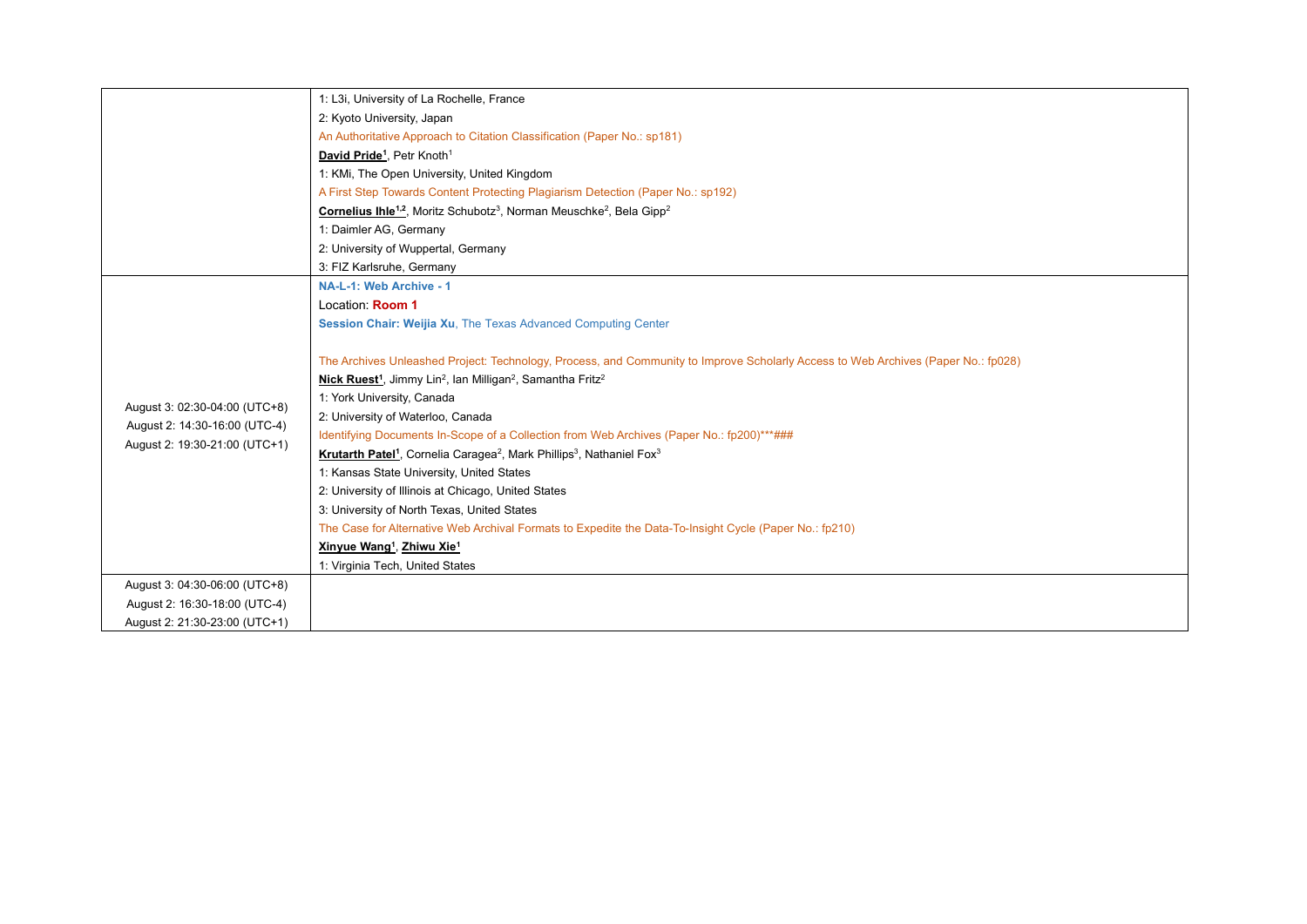| | |
|---|---|
| | 1: L3i, University of La Rochelle, France<br>2: Kyoto University, Japan<br>An Authoritative Approach to Citation Classification (Paper No.: sp181)<br>**David Pride[1]**, Petr Knoth[1]<br>1: KMi, The Open University, United Kingdom<br>A First Step Towards Content Protecting Plagiarism Detection (Paper No.: sp192)<br>**Cornelius Ihle[1,2]**, Moritz Schubotz[3], Norman Meuschke[2], Bela Gipp[2]<br>1: Daimler AG, Germany<br>2: University of Wuppertal, Germany<br>3: FIZ Karlsruhe, Germany |
| August 3: 02:30-04:00 (UTC+8)<br>August 2: 14:30-16:00 (UTC-4)<br>August 2: 19:30-21:00 (UTC+1) | **NA-L-1: Web Archive - 1**<br>Location: **Room 1**<br>**Session Chair: Weijia Xu**, The Texas Advanced Computing Center<br><br>The Archives Unleashed Project: Technology, Process, and Community to Improve Scholarly Access to Web Archives (Paper No.: fp028)<br>**Nick Ruest[1]**, Jimmy Lin[2], Ian Milligan[2], Samantha Fritz[2]<br>1: York University, Canada<br>2: University of Waterloo, Canada<br>Identifying Documents In-Scope of a Collection from Web Archives (Paper No.: fp200)***###<br>**Krutarth Patel[1]**, Cornelia Caragea[2], Mark Phillips[3], Nathaniel Fox[3]<br>1: Kansas State University, United States<br>2: University of Illinois at Chicago, United States<br>3: University of North Texas, United States<br>The Case for Alternative Web Archival Formats to Expedite the Data-To-Insight Cycle (Paper No.: fp210)<br>**Xinyue Wang[1]**, **Zhiwu Xie[1]**<br>1: Virginia Tech, United States |
| August 3: 04:30-06:00 (UTC+8)<br>August 2: 16:30-18:00 (UTC-4)<br>August 2: 21:30-23:00 (UTC+1) | |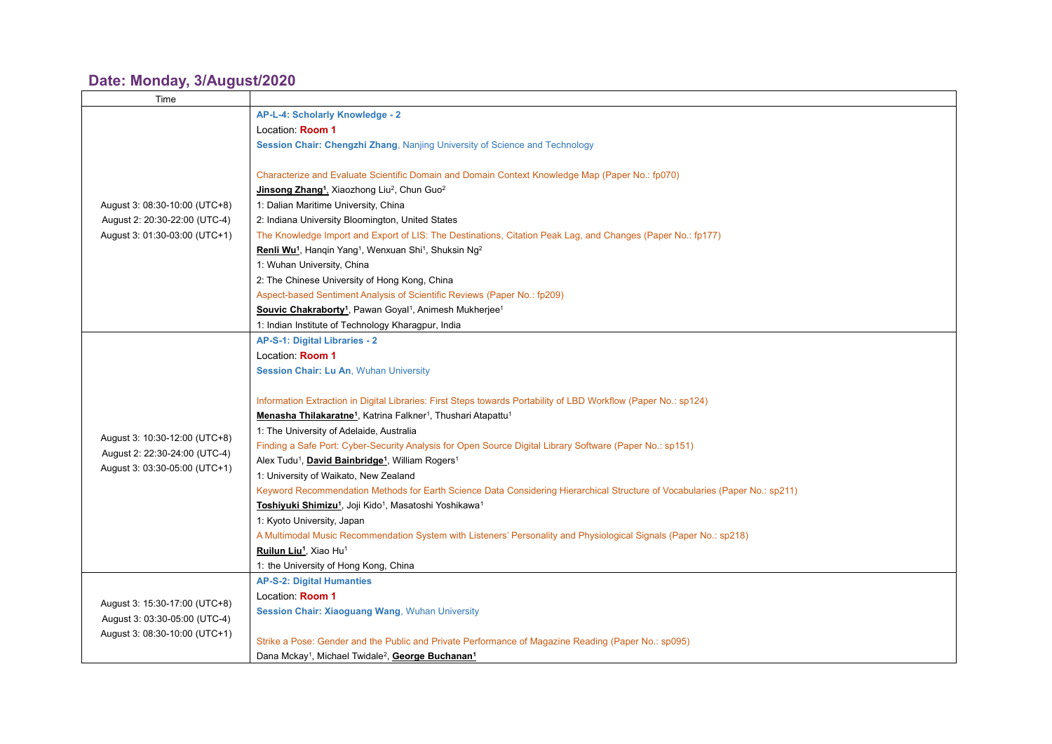## Date: Monday, 3/August/2020

| Time | |
|---|---|
| August 3: 08:30-10:00 (UTC+8)<br>August 2: 20:30-22:00 (UTC-4)<br>August 3: 01:30-03:00 (UTC+1) | **AP-L-4: Scholarly Knowledge - 2**<br>Location: **Room 1**<br>**Session Chair: Chengzhi Zhang**, Nanjing University of Science and Technology<br><br>Characterize and Evaluate Scientific Domain and Domain Context Knowledge Map (Paper No.: fp070)<br>**Jinsong Zhang[1]**, Xiaozhong Liu[2], Chun Guo[2]<br>1: Dalian Maritime University, China<br>2: Indiana University Bloomington, United States<br>The Knowledge Import and Export of LIS: The Destinations, Citation Peak Lag, and Changes (Paper No.: fp177)<br>**Renli Wu[1]**, Hanqin Yang[1], Wenxuan Shi[1], Shuksin Ng[2]<br>1: Wuhan University, China<br>2: The Chinese University of Hong Kong, China<br>Aspect-based Sentiment Analysis of Scientific Reviews (Paper No.: fp209)<br>**Souvic Chakraborty[1]**, Pawan Goyal[1], Animesh Mukherjee[1]<br>1: Indian Institute of Technology Kharagpur, India |
| August 3: 10:30-12:00 (UTC+8)<br>August 2: 22:30-24:00 (UTC-4)<br>August 3: 03:30-05:00 (UTC+1) | **AP-S-1: Digital Libraries - 2**<br>Location: **Room 1**<br>**Session Chair: Lu An**, Wuhan University<br><br>Information Extraction in Digital Libraries: First Steps towards Portability of LBD Workflow (Paper No.: sp124)<br>**Menasha Thilakaratne[1]**, Katrina Falkner[1], Thushari Atapattu[1]<br>1: The University of Adelaide, Australia<br>Finding a Safe Port: Cyber-Security Analysis for Open Source Digital Library Software (Paper No.: sp151)<br>Alex Tudu[1], **David Bainbridge[1]**, William Rogers[1]<br>1: University of Waikato, New Zealand<br>Keyword Recommendation Methods for Earth Science Data Considering Hierarchical Structure of Vocabularies (Paper No.: sp211)<br>**Toshiyuki Shimizu[1]**, Joji Kido[1], Masatoshi Yoshikawa[1]<br>1: Kyoto University, Japan<br>A Multimodal Music Recommendation System with Listeners' Personality and Physiological Signals (Paper No.: sp218)<br>**Ruilun Liu[1]**, Xiao Hu[1]<br>1: the University of Hong Kong, China |
| August 3: 15:30-17:00 (UTC+8)<br>August 3: 03:30-05:00 (UTC-4)<br>August 3: 08:30-10:00 (UTC+1) | **AP-S-2: Digital Humanties**<br>Location: **Room 1**<br>**Session Chair: Xiaoguang Wang**, Wuhan University<br><br>Strike a Pose: Gender and the Public and Private Performance of Magazine Reading (Paper No.: sp095)<br>Dana Mckay[1], Michael Twidale[2], **George Buchanan[1]** |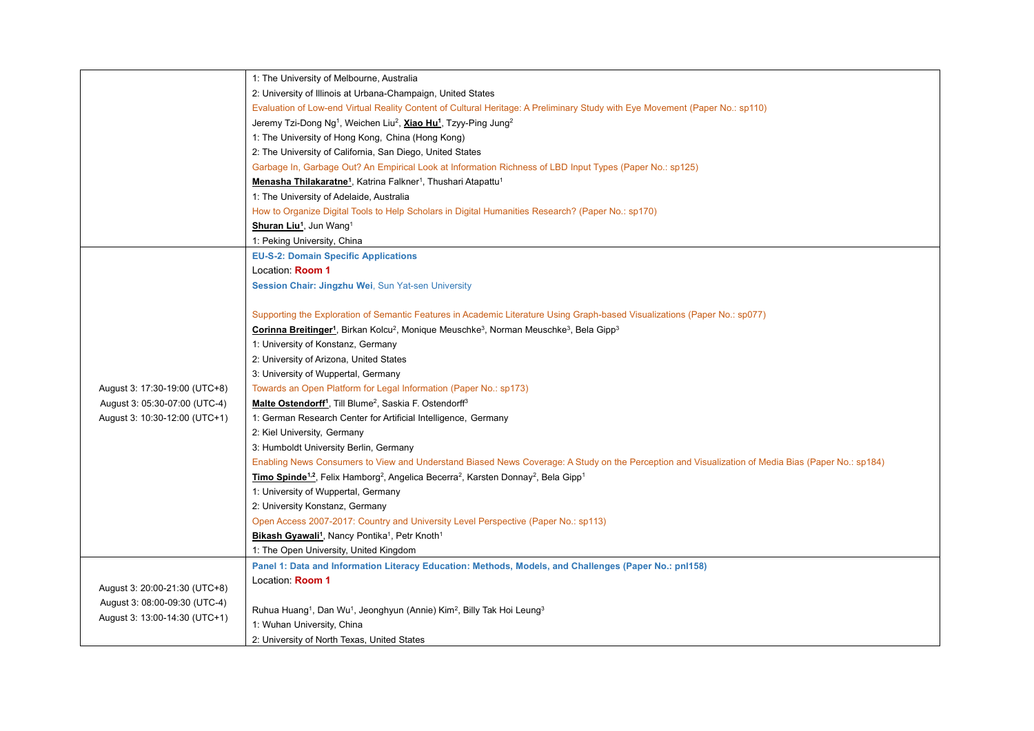| | |
|---|---|
| | 1: The University of Melbourne, Australia<br>2: University of Illinois at Urbana-Champaign, United States<br>Evaluation of Low-end Virtual Reality Content of Cultural Heritage: A Preliminary Study with Eye Movement (Paper No.: sp110)<br>Jeremy Tzi-Dong Ng[1], Weichen Liu[2], **Xiao Hu[1]**, Tzyy-Ping Jung[2]<br>1: The University of Hong Kong, China (Hong Kong)<br>2: The University of California, San Diego, United States<br>Garbage In, Garbage Out? An Empirical Look at Information Richness of LBD Input Types (Paper No.: sp125)<br>**Menasha Thilakaratne[1]**, Katrina Falkner[1], Thushari Atapattu[1]<br>1: The University of Adelaide, Australia<br>How to Organize Digital Tools to Help Scholars in Digital Humanities Research? (Paper No.: sp170)<br>**Shuran Liu[1]**, Jun Wang[1]<br>1: Peking University, China |
| August 3: 17:30-19:00 (UTC+8)<br>August 3: 05:30-07:00 (UTC-4)<br>August 3: 10:30-12:00 (UTC+1) | **EU-S-2: Domain Specific Applications**<br>Location: **Room 1**<br>**Session Chair: Jingzhu Wei**, Sun Yat-sen University<br><br>Supporting the Exploration of Semantic Features in Academic Literature Using Graph-based Visualizations (Paper No.: sp077)<br>**Corinna Breitinger[1]**, Birkan Kolcu[2], Monique Meuschke[3], Norman Meuschke[3], Bela Gipp[3]<br>1: University of Konstanz, Germany<br>2: University of Arizona, United States<br>3: University of Wuppertal, Germany<br>Towards an Open Platform for Legal Information (Paper No.: sp173)<br>**Malte Ostendorff[1]**, Till Blume[2], Saskia F. Ostendorff[3]<br>1: German Research Center for Artificial Intelligence, Germany<br>2: Kiel University, Germany<br>3: Humboldt University Berlin, Germany<br>Enabling News Consumers to View and Understand Biased News Coverage: A Study on the Perception and Visualization of Media Bias (Paper No.: sp184)<br>**Timo Spinde[1,2]**, Felix Hamborg[2], Angelica Becerra[2], Karsten Donnay[2], Bela Gipp[1]<br>1: University of Wuppertal, Germany<br>2: University Konstanz, Germany<br>Open Access 2007-2017: Country and University Level Perspective (Paper No.: sp113)<br>**Bikash Gyawali[1]**, Nancy Pontika[1], Petr Knoth[1]<br>1: The Open University, United Kingdom |
| August 3: 20:00-21:30 (UTC+8)<br>August 3: 08:00-09:30 (UTC-4)<br>August 3: 13:00-14:30 (UTC+1) | **Panel 1: Data and Information Literacy Education: Methods, Models, and Challenges (Paper No.: pnl158)**<br>Location: **Room 1**<br><br>Ruhua Huang[1], Dan Wu[1], Jeonghyun (Annie) Kim[2], Billy Tak Hoi Leung[3]<br>1: Wuhan University, China<br>2: University of North Texas, United States |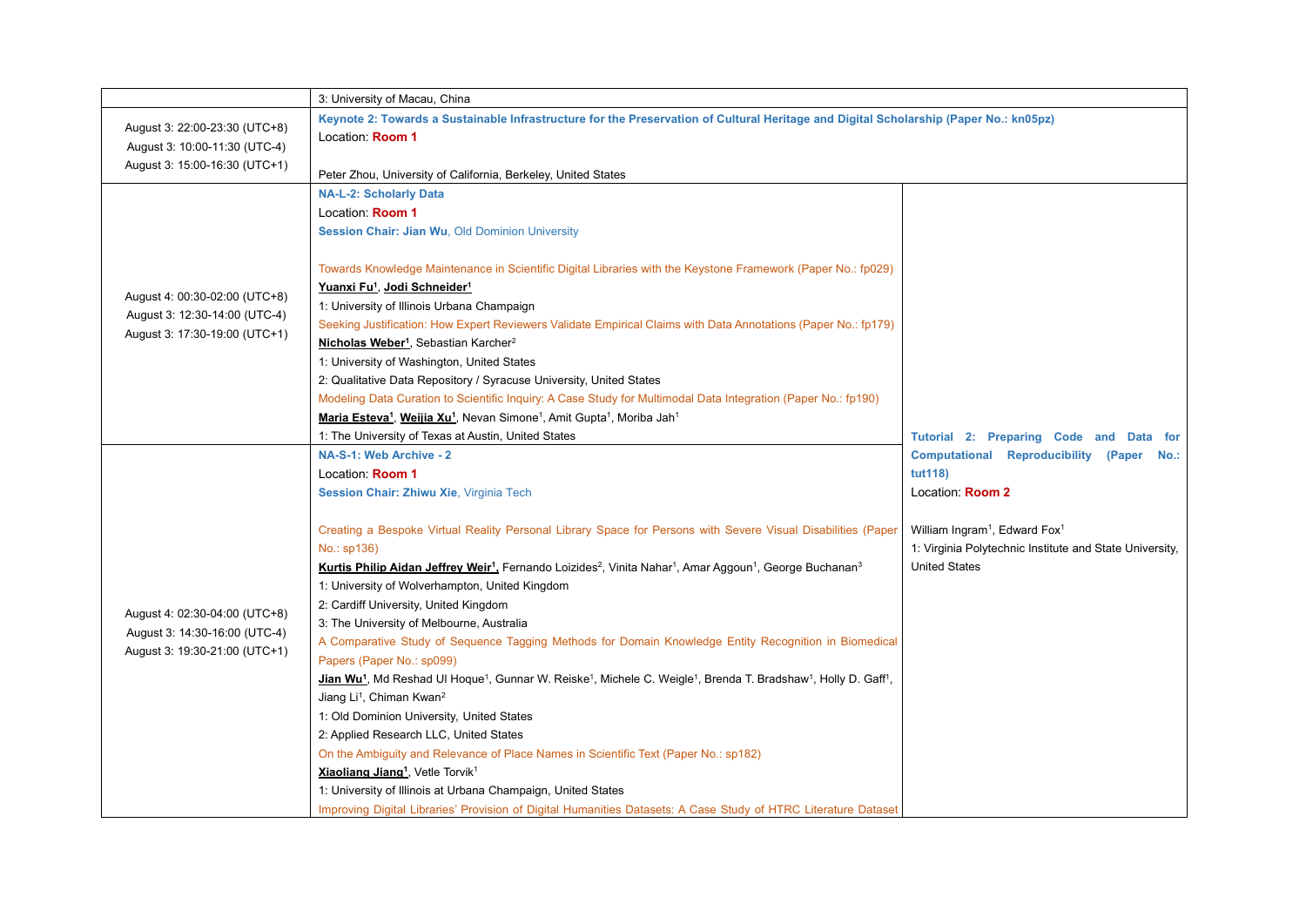| | | |
|---|---|---|
| | 3: University of Macau, China | |
| August 3: 22:00-23:30 (UTC+8)<br>August 3: 10:00-11:30 (UTC-4)<br>August 3: 15:00-16:30 (UTC+1) | **Keynote 2: Towards a Sustainable Infrastructure for the Preservation of Cultural Heritage and Digital Scholarship (Paper No.: kn05pz)**<br>Location: **Room 1**<br><br>Peter Zhou, University of California, Berkeley, United States | |
| August 4: 00:30-02:00 (UTC+8)<br>August 3: 12:30-14:00 (UTC-4)<br>August 3: 17:30-19:00 (UTC+1) | **NA-L-2: Scholarly Data**<br>Location: **Room 1**<br>**Session Chair: Jian Wu**, Old Dominion University<br><br>Towards Knowledge Maintenance in Scientific Digital Libraries with the Keystone Framework (Paper No.: fp029)<br>**Yuanxi Fu[1]**, **Jodi Schneider[1]**<br>1: University of Illinois Urbana Champaign<br>Seeking Justification: How Expert Reviewers Validate Empirical Claims with Data Annotations (Paper No.: fp179)<br>**Nicholas Weber[1]**, Sebastian Karcher[2]<br>1: University of Washington, United States<br>2: Qualitative Data Repository / Syracuse University, United States<br>Modeling Data Curation to Scientific Inquiry: A Case Study for Multimodal Data Integration (Paper No.: fp190)<br>**Maria Esteva[1]**, **Weijia Xu[1]**, Nevan Simone[1], Amit Gupta[1], Moriba Jah[1]<br>1: The University of Texas at Austin, United States | **Tutorial 2: Preparing Code and Data for Computational Reproducibility (Paper No.: tut118)**<br>Location: **Room 2**<br><br>William Ingram[1], Edward Fox[1]<br>1: Virginia Polytechnic Institute and State University, United States |
| August 4: 02:30-04:00 (UTC+8)<br>August 3: 14:30-16:00 (UTC-4)<br>August 3: 19:30-21:00 (UTC+1) | **NA-S-1: Web Archive - 2**<br>Location: **Room 1**<br>**Session Chair: Zhiwu Xie**, Virginia Tech<br><br>Creating a Bespoke Virtual Reality Personal Library Space for Persons with Severe Visual Disabilities (Paper No.: sp136)<br>**Kurtis Philip Aidan Jeffrey Weir[1],** Fernando Loizides[2], Vinita Nahar[1], Amar Aggoun[1], George Buchanan[3]<br>1: University of Wolverhampton, United Kingdom<br>2: Cardiff University, United Kingdom<br>3: The University of Melbourne, Australia<br>A Comparative Study of Sequence Tagging Methods for Domain Knowledge Entity Recognition in Biomedical Papers (Paper No.: sp099)<br>**Jian Wu[1]**, Md Reshad Ul Hoque[1], Gunnar W. Reiske[1], Michele C. Weigle[1], Brenda T. Bradshaw[1], Holly D. Gaff[1], Jiang Li[1], Chiman Kwan[2]<br>1: Old Dominion University, United States<br>2: Applied Research LLC, United States<br>On the Ambiguity and Relevance of Place Names in Scientific Text (Paper No.: sp182)<br>**Xiaoliang Jiang[1]**, Vetle Torvik[1]<br>1: University of Illinois at Urbana Champaign, United States<br>Improving Digital Libraries' Provision of Digital Humanities Datasets: A Case Study of HTRC Literature Dataset | |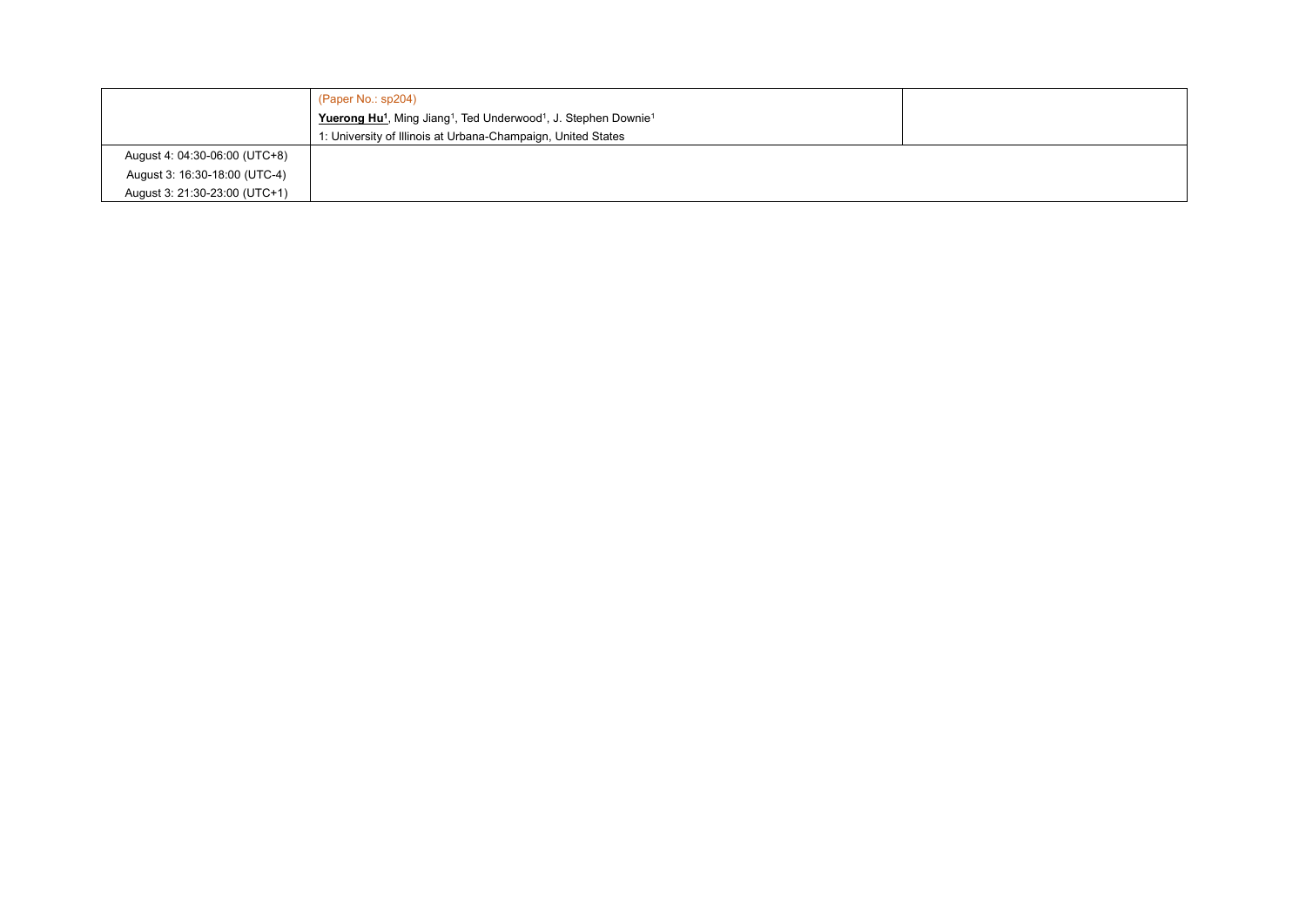|  | (Paper No.: sp204)<br>**<u>Yuerong Hu[1]</u>**, Ming Jiang[1], Ted Underwood[1], J. Stephen Downie[1]<br>1: University of Illinois at Urbana-Champaign, United States |  |
|---|---|---|
| August 4: 04:30-06:00 (UTC+8)<br>August 3: 16:30-18:00 (UTC-4)<br>August 3: 21:30-23:00 (UTC+1) |  |  |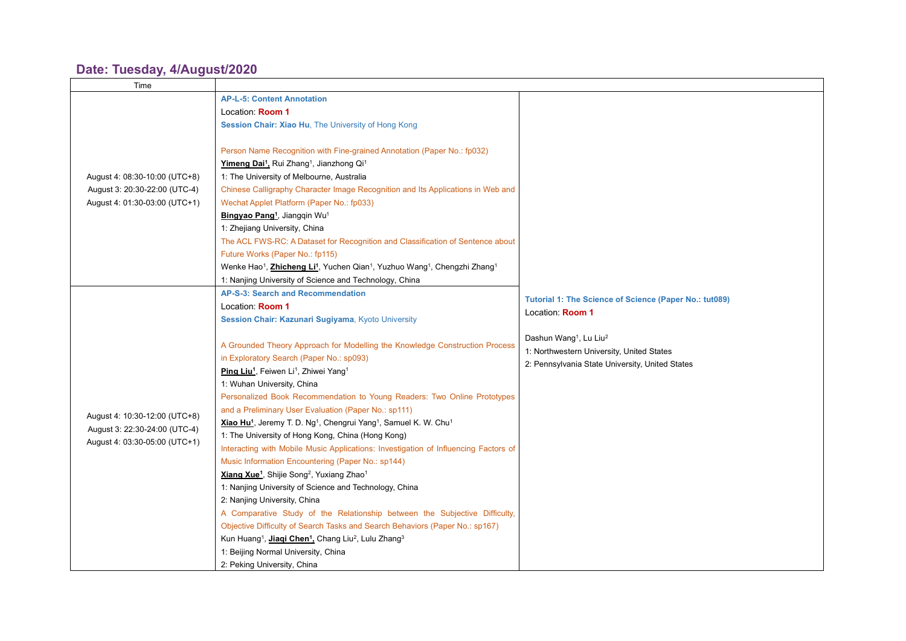## Date: Tuesday, 4/August/2020

| Time | | |
|---|---|---|
| August 4: 08:30-10:00 (UTC+8)<br>August 3: 20:30-22:00 (UTC-4)<br>August 4: 01:30-03:00 (UTC+1) | **AP-L-5: Content Annotation**<br>Location: **Room 1**<br>**Session Chair: Xiao Hu**, The University of Hong Kong<br><br>Person Name Recognition with Fine-grained Annotation (Paper No.: fp032)<br>**Yimeng Dai[1]**, Rui Zhang[1], Jianzhong Qi[1]<br>1: The University of Melbourne, Australia<br>Chinese Calligraphy Character Image Recognition and Its Applications in Web and Wechat Applet Platform (Paper No.: fp033)<br>**Bingyao Pang[1]**, Jiangqin Wu[1]<br>1: Zhejiang University, China<br>The ACL FWS-RC: A Dataset for Recognition and Classification of Sentence about Future Works (Paper No.: fp115)<br>Wenke Hao[1], **Zhicheng Li[1]**, Yuchen Qian[1], Yuzhuo Wang[1], Chengzhi Zhang[1]<br>1: Nanjing University of Science and Technology, China | **Tutorial 1: The Science of Science (Paper No.: tut089)**<br>Location: **Room 1**<br><br>Dashun Wang[1], Lu Liu[2]<br>1: Northwestern University, United States<br>2: Pennsylvania State University, United States |
| August 4: 10:30-12:00 (UTC+8)<br>August 3: 22:30-24:00 (UTC-4)<br>August 4: 03:30-05:00 (UTC+1) | **AP-S-3: Search and Recommendation**<br>Location: **Room 1**<br>**Session Chair: Kazunari Sugiyama**, Kyoto University<br><br>A Grounded Theory Approach for Modelling the Knowledge Construction Process in Exploratory Search (Paper No.: sp093)<br>**Ping Liu[1]**, Feiwen Li[1], Zhiwei Yang[1]<br>1: Wuhan University, China<br>Personalized Book Recommendation to Young Readers: Two Online Prototypes and a Preliminary User Evaluation (Paper No.: sp111)<br>**Xiao Hu[1]**, Jeremy T. D. Ng[1], Chengrui Yang[1], Samuel K. W. Chu[1]<br>1: The University of Hong Kong, China (Hong Kong)<br>Interacting with Mobile Music Applications: Investigation of Influencing Factors of Music Information Encountering (Paper No.: sp144)<br>**Xiang Xue[1]**, Shijie Song[2], Yuxiang Zhao[1]<br>1: Nanjing University of Science and Technology, China<br>2: Nanjing University, China<br>A Comparative Study of the Relationship between the Subjective Difficulty, Objective Difficulty of Search Tasks and Search Behaviors (Paper No.: sp167)<br>Kun Huang[1], **Jiaqi Chen[1]**, Chang Liu[2], Lulu Zhang[3]<br>1: Beijing Normal University, China<br>2: Peking University, China | |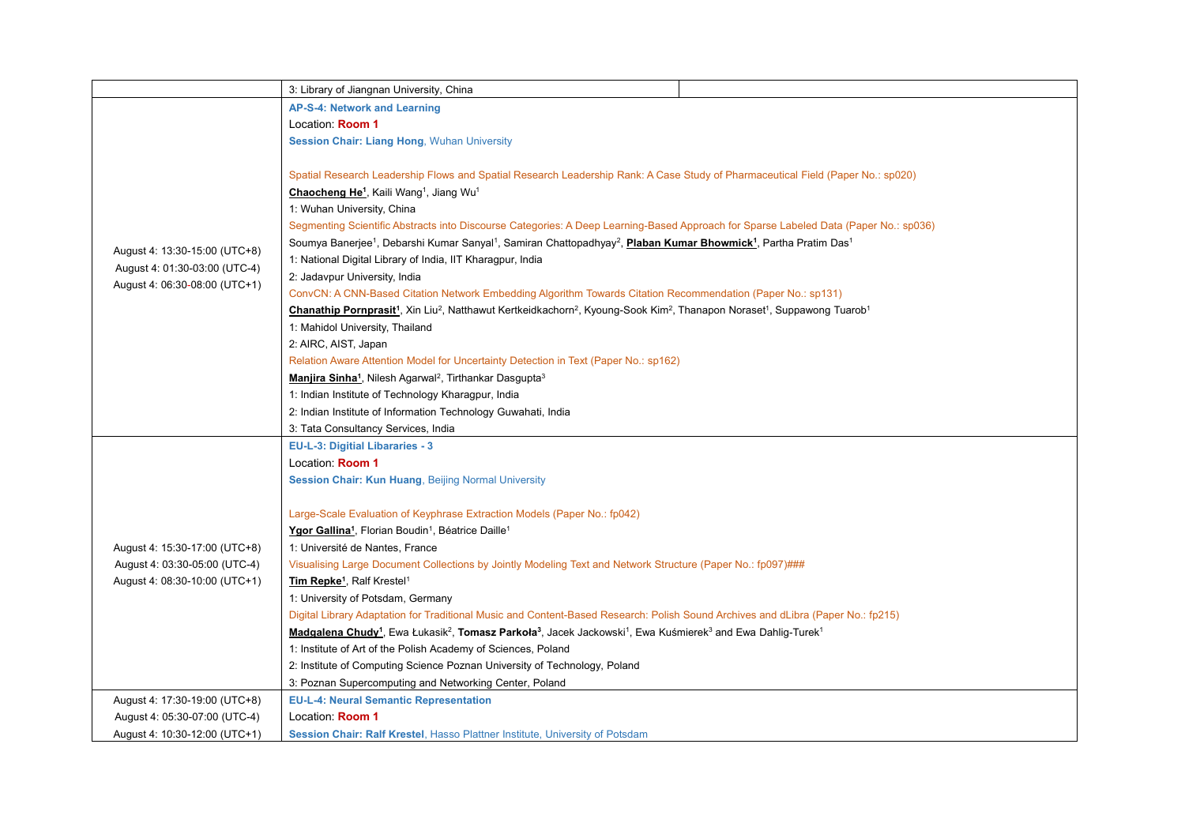| | | |
|---|---|---|
| | 3: Library of Jiangnan University, China | |
| August 4: 13:30-15:00 (UTC+8)<br>August 4: 01:30-03:00 (UTC-4)<br>August 4: 06:30-08:00 (UTC+1) | **AP-S-4: Network and Learning**<br>Location: **Room 1**<br>**Session Chair: Liang Hong**, Wuhan University<br><br>Spatial Research Leadership Flows and Spatial Research Leadership Rank: A Case Study of Pharmaceutical Field (Paper No.: sp020)<br>**Chaocheng He[1]**, Kaili Wang[1], Jiang Wu[1]<br>1: Wuhan University, China<br>Segmenting Scientific Abstracts into Discourse Categories: A Deep Learning-Based Approach for Sparse Labeled Data (Paper No.: sp036)<br>Soumya Banerjee[1], Debarshi Kumar Sanyal[1], Samiran Chattopadhyay[2], **Plaban Kumar Bhowmick[1]**, Partha Pratim Das[1]<br>1: National Digital Library of India, IIT Kharagpur, India<br>2: Jadavpur University, India<br>ConvCN: A CNN-Based Citation Network Embedding Algorithm Towards Citation Recommendation (Paper No.: sp131)<br>**Chanathip Pornprasit[1]**, Xin Liu[2], Natthawut Kertkeidkachorn[2], Kyoung-Sook Kim[2], Thanapon Noraset[1], Suppawong Tuarob[1]<br>1: Mahidol University, Thailand<br>2: AIRC, AIST, Japan<br>Relation Aware Attention Model for Uncertainty Detection in Text (Paper No.: sp162)<br>**Manjira Sinha[1]**, Nilesh Agarwal[2], Tirthankar Dasgupta[3]<br>1: Indian Institute of Technology Kharagpur, India<br>2: Indian Institute of Information Technology Guwahati, India<br>3: Tata Consultancy Services, India | |
| August 4: 15:30-17:00 (UTC+8)<br>August 4: 03:30-05:00 (UTC-4)<br>August 4: 08:30-10:00 (UTC+1) | **EU-L-3: Digitial Libararies - 3**<br>Location: **Room 1**<br>**Session Chair: Kun Huang**, Beijing Normal University<br><br>Large-Scale Evaluation of Keyphrase Extraction Models (Paper No.: fp042)<br>**Ygor Gallina[1]**, Florian Boudin[1], Béatrice Daille[1]<br>1: Université de Nantes, France<br>Visualising Large Document Collections by Jointly Modeling Text and Network Structure (Paper No.: fp097)###<br>**Tim Repke[1]**, Ralf Krestel[1]<br>1: University of Potsdam, Germany<br>Digital Library Adaptation for Traditional Music and Content-Based Research: Polish Sound Archives and dLibra (Paper No.: fp215)<br>**Madgalena Chudy[1]**, Ewa Łukasik[2], **Tomasz Parkoła[3]**, Jacek Jackowski[1], Ewa Kuśmierek[3] and Ewa Dahlig-Turek[1]<br>1: Institute of Art of the Polish Academy of Sciences, Poland<br>2: Institute of Computing Science Poznan University of Technology, Poland<br>3: Poznan Supercomputing and Networking Center, Poland | |
| August 4: 17:30-19:00 (UTC+8)<br>August 4: 05:30-07:00 (UTC-4)<br>August 4: 10:30-12:00 (UTC+1) | **EU-L-4: Neural Semantic Representation**<br>Location: **Room 1**<br>**Session Chair: Ralf Krestel**, Hasso Plattner Institute, University of Potsdam | |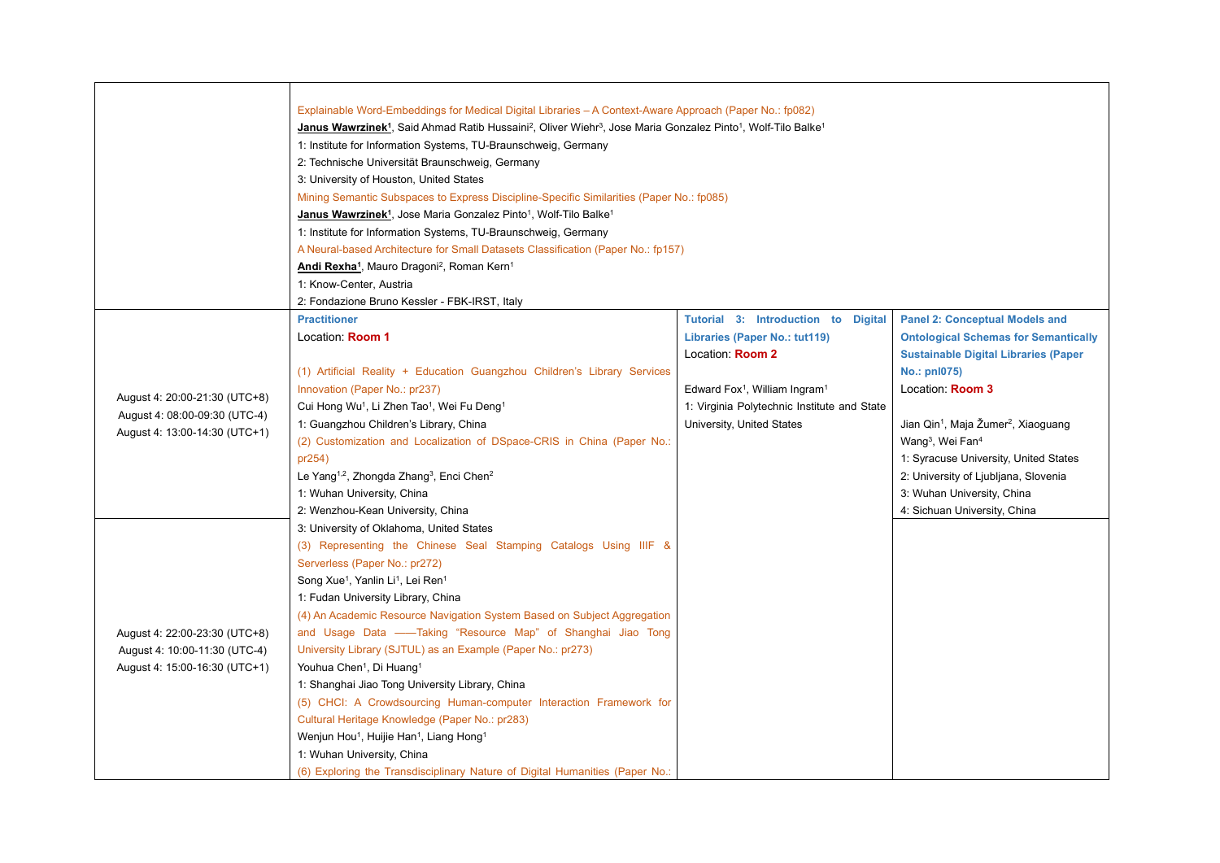| | | | |
|---|---|---|---|
| | Explainable Word-Embeddings for Medical Digital Libraries – A Context-Aware Approach (Paper No.: fp082)<br>**Janus Wawrzinek[1]**, Said Ahmad Ratib Hussaini[2], Oliver Wiehr[3], Jose Maria Gonzalez Pinto[1], Wolf-Tilo Balke[1]<br>1: Institute for Information Systems, TU-Braunschweig, Germany<br>2: Technische Universität Braunschweig, Germany<br>3: University of Houston, United States<br>Mining Semantic Subspaces to Express Discipline-Specific Similarities (Paper No.: fp085)<br>**Janus Wawrzinek[1]**, Jose Maria Gonzalez Pinto[1], Wolf-Tilo Balke[1]<br>1: Institute for Information Systems, TU-Braunschweig, Germany<br>A Neural-based Architecture for Small Datasets Classification (Paper No.: fp157)<br>**Andi Rexha[1]**, Mauro Dragoni[2], Roman Kern[1]<br>1: Know-Center, Austria<br>2: Fondazione Bruno Kessler - FBK-IRST, Italy | | |
| August 4: 20:00-21:30 (UTC+8)<br>August 4: 08:00-09:30 (UTC-4)<br>August 4: 13:00-14:30 (UTC+1) | **Practitioner**<br>Location: **Room 1**<br><br>(1) Artificial Reality + Education Guangzhou Children's Library Services Innovation (Paper No.: pr237)<br>Cui Hong Wu[1], Li Zhen Tao[1], Wei Fu Deng[1]<br>1: Guangzhou Children's Library, China<br>(2) Customization and Localization of DSpace-CRIS in China (Paper No.: pr254)<br>Le Yang[1,2], Zhongda Zhang[3], Enci Chen[2]<br>1: Wuhan University, China<br>2: Wenzhou-Kean University, China<br>3: University of Oklahoma, United States<br>(3) Representing the Chinese Seal Stamping Catalogs Using IIIF & Serverless (Paper No.: pr272)<br>Song Xue[1], Yanlin Li[1], Lei Ren[1]<br>1: Fudan University Library, China<br>(4) An Academic Resource Navigation System Based on Subject Aggregation and Usage Data ——Taking "Resource Map" of Shanghai Jiao Tong University Library (SJTUL) as an Example (Paper No.: pr273)<br>Youhua Chen[1], Di Huang[1]<br>1: Shanghai Jiao Tong University Library, China<br>(5) CHCI: A Crowdsourcing Human-computer Interaction Framework for Cultural Heritage Knowledge (Paper No.: pr283)<br>Wenjun Hou[1], Huijie Han[1], Liang Hong[1]<br>1: Wuhan University, China<br>(6) Exploring the Transdisciplinary Nature of Digital Humanities (Paper No.: | **Tutorial 3: Introduction to Digital Libraries (Paper No.: tut119)**<br>Location: **Room 2**<br><br>Edward Fox[1], William Ingram[1]<br>1: Virginia Polytechnic Institute and State University, United States | **Panel 2: Conceptual Models and Ontological Schemas for Semantically Sustainable Digital Libraries (Paper No.: pnl075)**<br>Location: **Room 3**<br><br>Jian Qin[1], Maja Žumer[2], Xiaoguang Wang[3], Wei Fan[4]<br>1: Syracuse University, United States<br>2: University of Ljubljana, Slovenia<br>3: Wuhan University, China<br>4: Sichuan University, China |
| August 4: 22:00-23:30 (UTC+8)<br>August 4: 10:00-11:30 (UTC-4)<br>August 4: 15:00-16:30 (UTC+1) | | | |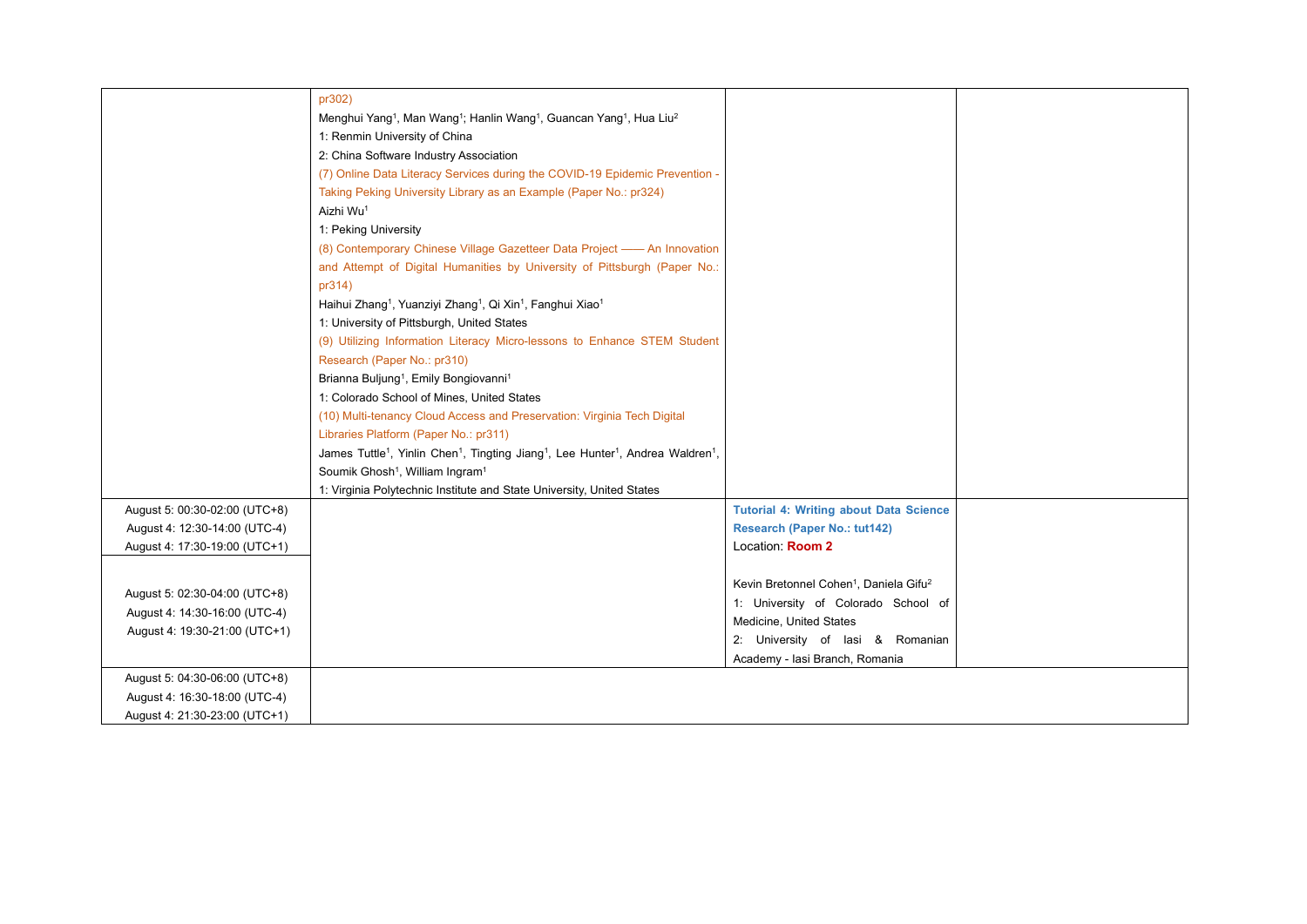| | | | |
|---|---|---|---|
| | pr302)<br>Menghui Yang[1], Man Wang[1]; Hanlin Wang[1], Guancan Yang[1], Hua Liu[2]<br>1: Renmin University of China<br>2: China Software Industry Association<br>(7) Online Data Literacy Services during the COVID-19 Epidemic Prevention - Taking Peking University Library as an Example (Paper No.: pr324)<br>Aizhi Wu[1]<br>1: Peking University<br>(8) Contemporary Chinese Village Gazetteer Data Project —— An Innovation and Attempt of Digital Humanities by University of Pittsburgh (Paper No.: pr314)<br>Haihui Zhang[1], Yuanziyi Zhang[1], Qi Xin[1], Fanghui Xiao[1]<br>1: University of Pittsburgh, United States<br>(9) Utilizing Information Literacy Micro-lessons to Enhance STEM Student Research (Paper No.: pr310)<br>Brianna Buljung[1], Emily Bongiovanni[1]<br>1: Colorado School of Mines, United States<br>(10) Multi-tenancy Cloud Access and Preservation: Virginia Tech Digital Libraries Platform (Paper No.: pr311)<br>James Tuttle[1], Yinlin Chen[1], Tingting Jiang[1], Lee Hunter[1], Andrea Waldren[1], Soumik Ghosh[1], William Ingram[1]<br>1: Virginia Polytechnic Institute and State University, United States | | |
| August 5: 00:30-02:00 (UTC+8)<br>August 4: 12:30-14:00 (UTC-4)<br>August 4: 17:30-19:00 (UTC+1) | | **Tutorial 4: Writing about Data Science Research (Paper No.: tut142)**<br>Location: **Room 2**<br><br>Kevin Bretonnel Cohen[1], Daniela Gifu[2]<br>1: University of Colorado School of Medicine, United States<br>2: University of Iasi & Romanian Academy - Iasi Branch, Romania | |
| August 5: 02:30-04:00 (UTC+8)<br>August 4: 14:30-16:00 (UTC-4)<br>August 4: 19:30-21:00 (UTC+1) | | | |
| August 5: 04:30-06:00 (UTC+8)<br>August 4: 16:30-18:00 (UTC-4)<br>August 4: 21:30-23:00 (UTC+1) | | | |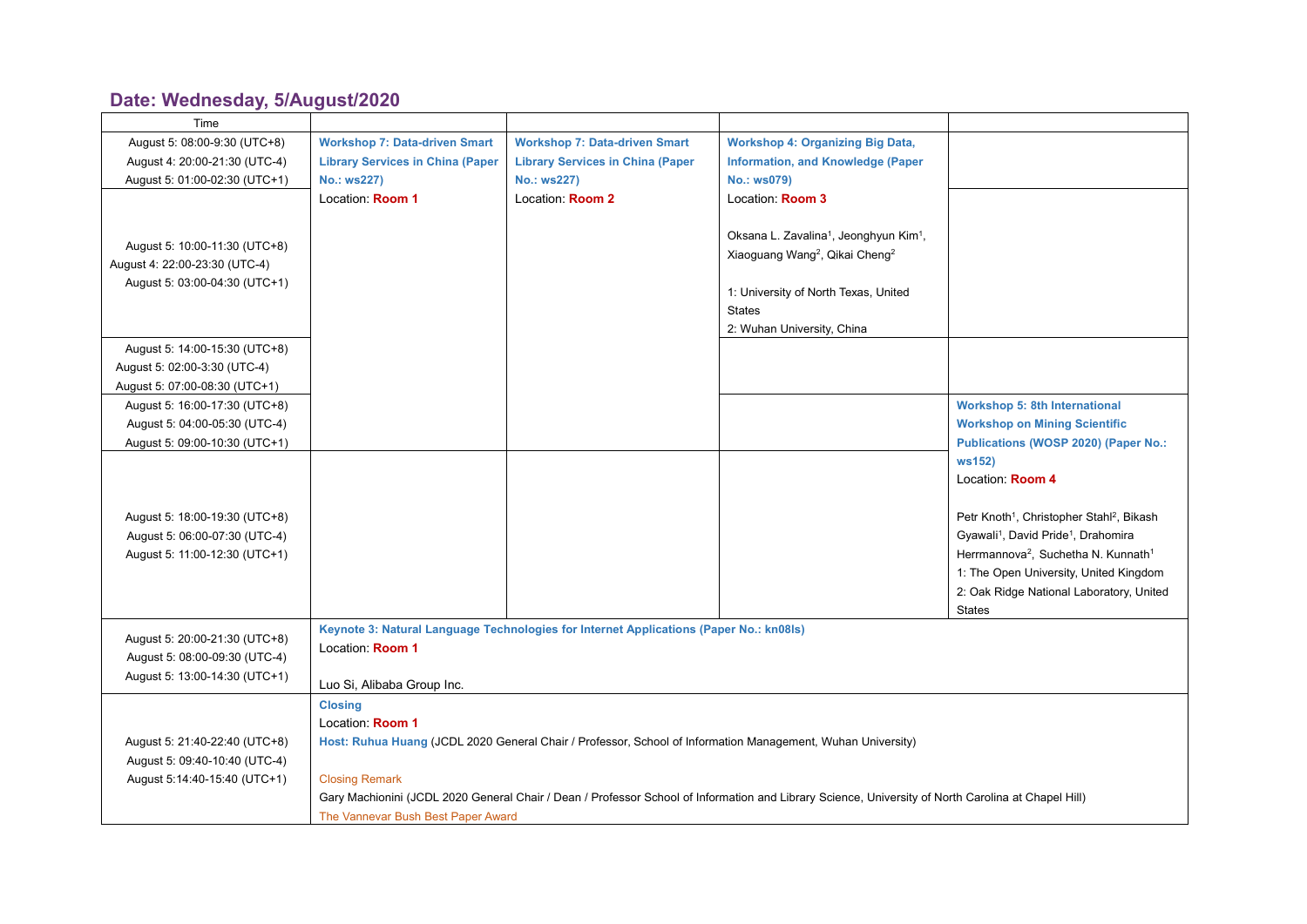## Date: Wednesday, 5/August/2020

| Time | | | | |
|---|---|---|---|---|
| August 5: 08:00-9:30 (UTC+8)<br>August 4: 20:00-21:30 (UTC-4)<br>August 5: 01:00-02:30 (UTC+1) | **Workshop 7: Data-driven Smart Library Services in China (Paper No.: ws227)**<br>Location: **Room 1** | **Workshop 7: Data-driven Smart Library Services in China (Paper No.: ws227)**<br>Location: **Room 2** | **Workshop 4: Organizing Big Data, Information, and Knowledge (Paper No.: ws079)**<br>Location: **Room 3**<br><br>Oksana L. Zavalina[1], Jeonghyun Kim[1], Xiaoguang Wang[2], Qikai Cheng[2]<br><br>1: University of North Texas, United States<br>2: Wuhan University, China | |
| August 5: 10:00-11:30 (UTC+8)<br>August 4: 22:00-23:30 (UTC-4)<br>August 5: 03:00-04:30 (UTC+1) | | | | |
| August 5: 14:00-15:30 (UTC+8)<br>August 5: 02:00-3:30 (UTC-4)<br>August 5: 07:00-08:30 (UTC+1) | | | | |
| August 5: 16:00-17:30 (UTC+8)<br>August 5: 04:00-05:30 (UTC-4)<br>August 5: 09:00-10:30 (UTC+1) | | | | **Workshop 5: 8th International Workshop on Mining Scientific Publications (WOSP 2020) (Paper No.: ws152)**<br>Location: **Room 4**<br><br>Petr Knoth[1], Christopher Stahl[2], Bikash Gyawali[1], David Pride[1], Drahomira Herrmannova[2], Suchetha N. Kunnath[1]<br>1: The Open University, United Kingdom<br>2: Oak Ridge National Laboratory, United States |
| August 5: 18:00-19:30 (UTC+8)<br>August 5: 06:00-07:30 (UTC-4)<br>August 5: 11:00-12:30 (UTC+1) | | | | |
| August 5: 20:00-21:30 (UTC+8)<br>August 5: 08:00-09:30 (UTC-4)<br>August 5: 13:00-14:30 (UTC+1) | **Keynote 3: Natural Language Technologies for Internet Applications (Paper No.: kn08ls)**<br>Location: **Room 1**<br><br>Luo Si, Alibaba Group Inc. | | | |
| August 5: 21:40-22:40 (UTC+8)<br>August 5: 09:40-10:40 (UTC-4)<br>August 5:14:40-15:40 (UTC+1) | **Closing**<br>Location: **Room 1**<br>**Host: Ruhua Huang** (JCDL 2020 General Chair / Professor, School of Information Management, Wuhan University)<br><br>Closing Remark<br>Gary Machionini (JCDL 2020 General Chair / Dean / Professor School of Information and Library Science, University of North Carolina at Chapel Hill)<br>The Vannevar Bush Best Paper Award | | | |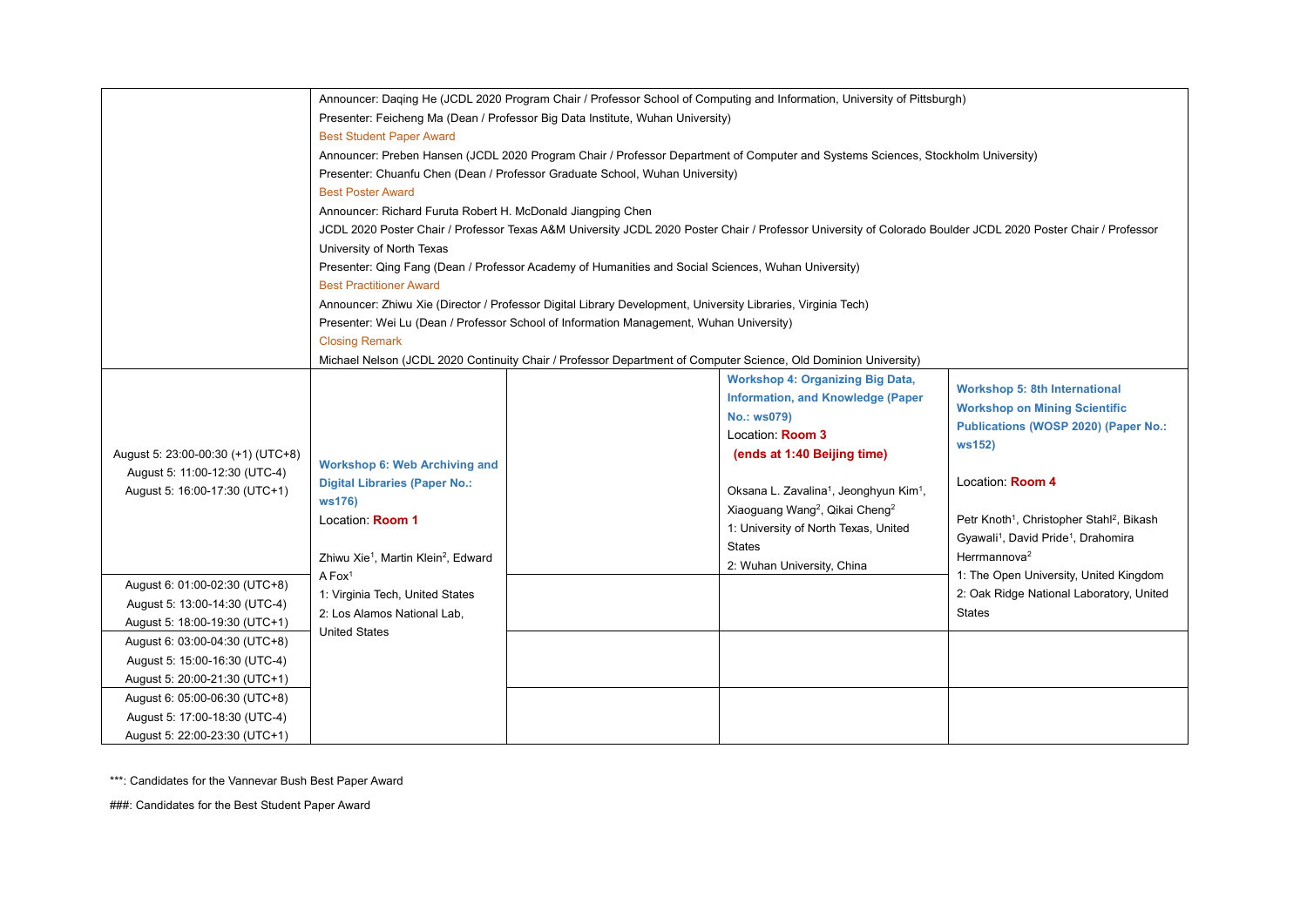| | | | | |
|---|---|---|---|---|
| | Announcer: Daqing He (JCDL 2020 Program Chair / Professor School of Computing and Information, University of Pittsburgh)<br>Presenter: Feicheng Ma (Dean / Professor Big Data Institute, Wuhan University)<br>Best Student Paper Award<br>Announcer: Preben Hansen (JCDL 2020 Program Chair / Professor Department of Computer and Systems Sciences, Stockholm University)<br>Presenter: Chuanfu Chen (Dean / Professor Graduate School, Wuhan University)<br>Best Poster Award<br>Announcer: Richard Furuta Robert H. McDonald Jiangping Chen<br>JCDL 2020 Poster Chair / Professor Texas A&M University JCDL 2020 Poster Chair / Professor University of Colorado Boulder JCDL 2020 Poster Chair / Professor University of North Texas<br>Presenter: Qing Fang (Dean / Professor Academy of Humanities and Social Sciences, Wuhan University)<br>Best Practitioner Award<br>Announcer: Zhiwu Xie (Director / Professor Digital Library Development, University Libraries, Virginia Tech)<br>Presenter: Wei Lu (Dean / Professor School of Information Management, Wuhan University)<br>Closing Remark<br>Michael Nelson (JCDL 2020 Continuity Chair / Professor Department of Computer Science, Old Dominion University) | | | |
| August 5: 23:00-00:30 (+1) (UTC+8)<br>August 5: 11:00-12:30 (UTC-4)<br>August 5: 16:00-17:30 (UTC+1) | **Workshop 6: Web Archiving and Digital Libraries (Paper No.: ws176)**<br>Location: **Room 1**<br><br>Zhiwu Xie[1], Martin Klein[2], Edward A Fox[1]<br>1: Virginia Tech, United States<br>2: Los Alamos National Lab, United States | | **Workshop 4: Organizing Big Data, Information, and Knowledge (Paper No.: ws079)**<br>Location: **Room 3**<br>**(ends at 1:40 Beijing time)**<br><br>Oksana L. Zavalina[1], Jeonghyun Kim[1], Xiaoguang Wang[2], Qikai Cheng[2]<br>1: University of North Texas, United States<br>2: Wuhan University, China | **Workshop 5: 8th International Workshop on Mining Scientific Publications (WOSP 2020) (Paper No.: ws152)**<br><br>Location: **Room 4**<br><br>Petr Knoth[1], Christopher Stahl[2], Bikash Gyawali[1], David Pride[1], Drahomira Herrmannova[2]<br>1: The Open University, United Kingdom<br>2: Oak Ridge National Laboratory, United States |
| August 6: 01:00-02:30 (UTC+8)<br>August 5: 13:00-14:30 (UTC-4)<br>August 5: 18:00-19:30 (UTC+1) | | | | |
| August 6: 03:00-04:30 (UTC+8)<br>August 5: 15:00-16:30 (UTC-4)<br>August 5: 20:00-21:30 (UTC+1) | | | | |
| August 6: 05:00-06:30 (UTC+8)<br>August 5: 17:00-18:30 (UTC-4)<br>August 5: 22:00-23:30 (UTC+1) | | | | |

***: Candidates for the Vannevar Bush Best Paper Award

###: Candidates for the Best Student Paper Award